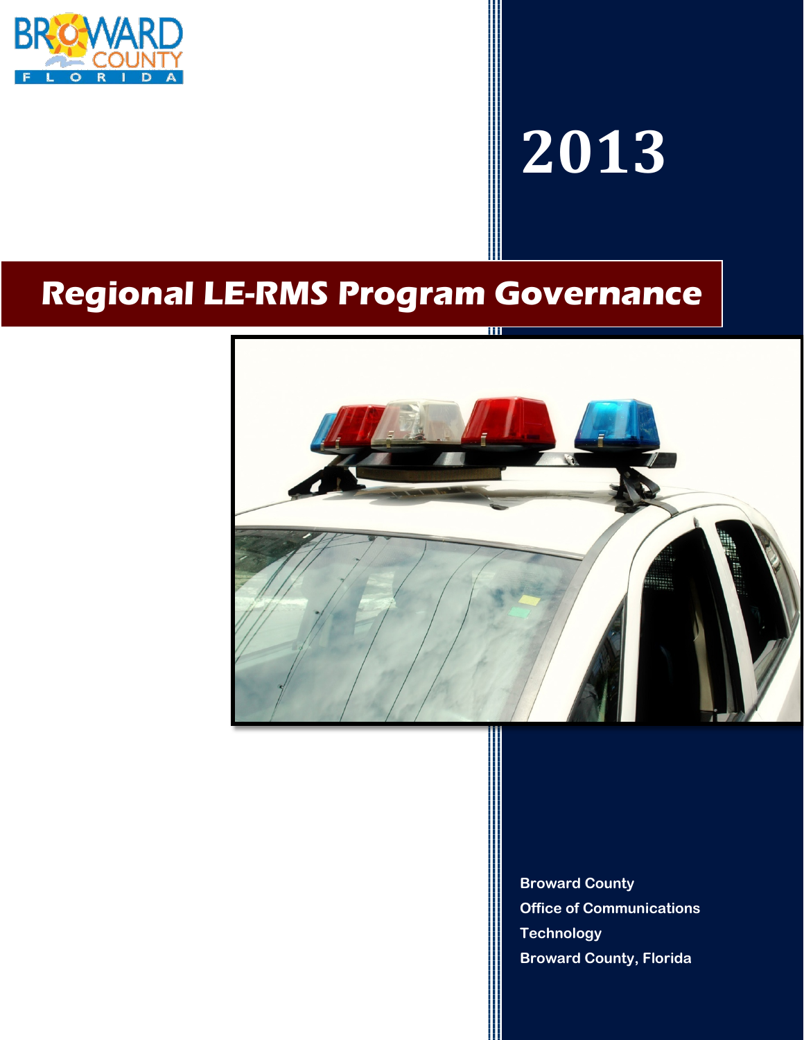BROWARD COUNTY FLORIDA

# 2013

# Regional LE-RMS Program Governance

Broward County
Office of Communications Technology
Broward County, Florida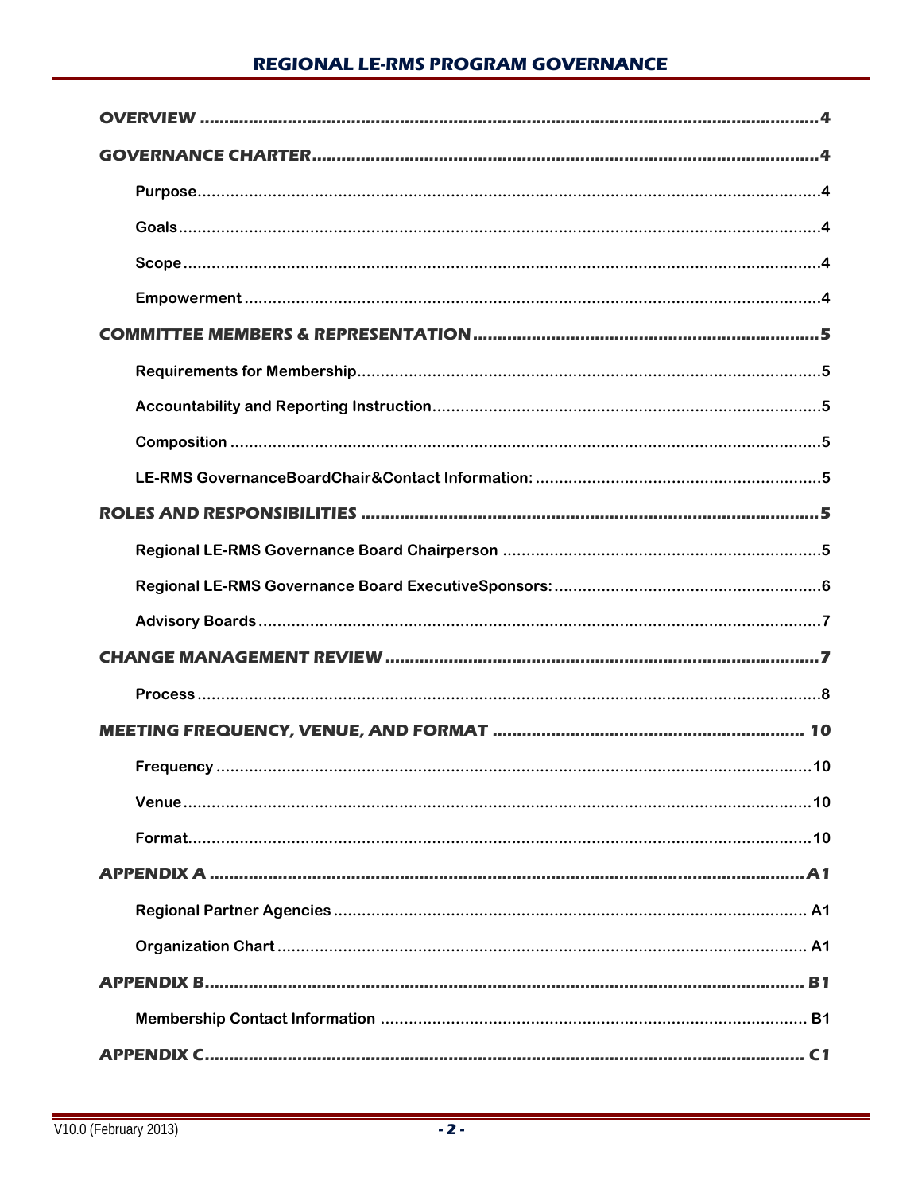OVERVIEW ....................................................................................................................... 4

GOVERNANCE CHARTER ...................................................................................................... 4

- Purpose ..................................................................................................................................4
- Goals .......................................................................................................................................4
- Scope ......................................................................................................................................4
- Empowerment .........................................................................................................................4

COMMITTEE MEMBERS & REPRESENTATION ......................................................................... 5

- Requirements for Membership .................................................................................................5
- Accountability and Reporting Instruction ..................................................................................5
- Composition ............................................................................................................................5
- LE-RMS GovernanceBoardChair&Contact Information: ............................................................5

ROLES AND RESPONSIBILITIES ............................................................................................ 5

- Regional LE-RMS Governance Board Chairperson ...................................................................5
- Regional LE-RMS Governance Board ExecutiveSponsors: ........................................................6
- Advisory Boards ......................................................................................................................7

CHANGE MANAGEMENT REVIEW ........................................................................................ 7

- Process ...................................................................................................................................8

MEETING FREQUENCY, VENUE, AND FORMAT .................................................................. 10

- Frequency .............................................................................................................................10
- Venue ....................................................................................................................................10
- Format ...................................................................................................................................10

APPENDIX A ..................................................................................................................... A1

- Regional Partner Agencies .................................................................................................... A1
- Organization Chart ............................................................................................................... A1

APPENDIX B ..................................................................................................................... B1

- Membership Contact Information ......................................................................................... B1

APPENDIX C ..................................................................................................................... C1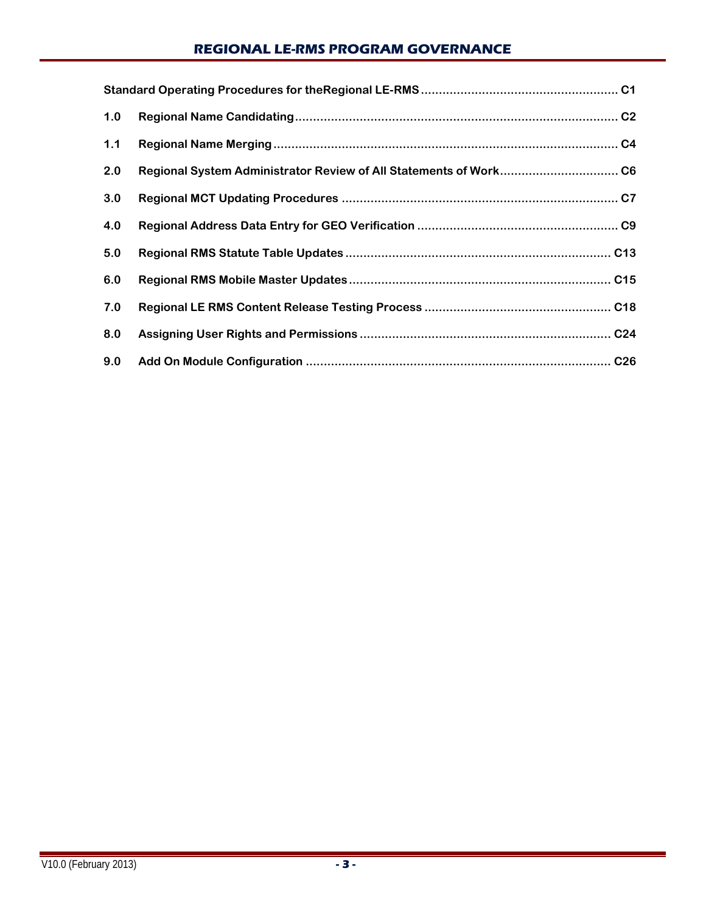Standard Operating Procedures for theRegional LE-RMS ....................................................... C1

1.0 Regional Name Candidating .......................................................................................... C2

1.1 Regional Name Merging ................................................................................................ C4

2.0 Regional System Administrator Review of All Statements of Work ................................. C6

3.0 Regional MCT Updating Procedures ............................................................................. C7

4.0 Regional Address Data Entry for GEO Verification ........................................................ C9

5.0 Regional RMS Statute Table Updates .......................................................................... C13

6.0 Regional RMS Mobile Master Updates ......................................................................... C15

7.0 Regional LE RMS Content Release Testing Process .................................................... C18

8.0 Assigning User Rights and Permissions ...................................................................... C24

9.0 Add On Module Configuration ..................................................................................... C26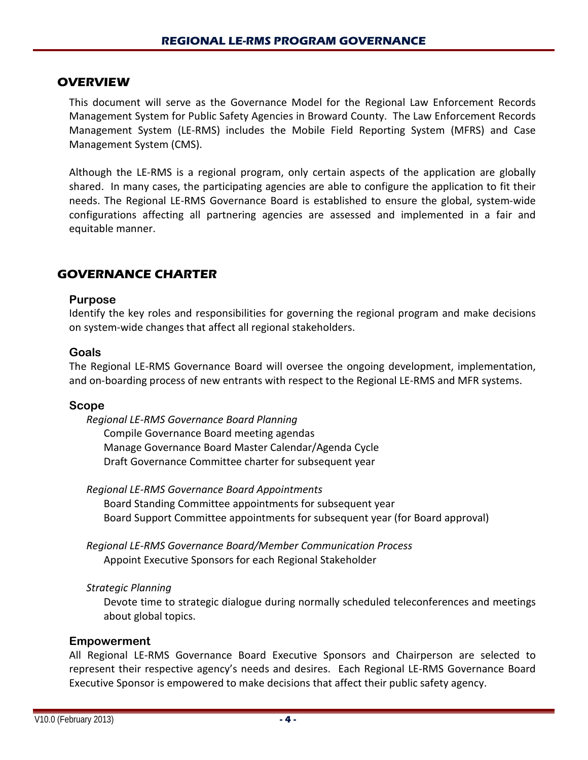## OVERVIEW

This document will serve as the Governance Model for the Regional Law Enforcement Records Management System for Public Safety Agencies in Broward County. The Law Enforcement Records Management System (LE-RMS) includes the Mobile Field Reporting System (MFRS) and Case Management System (CMS).

Although the LE-RMS is a regional program, only certain aspects of the application are globally shared. In many cases, the participating agencies are able to configure the application to fit their needs. The Regional LE-RMS Governance Board is established to ensure the global, system-wide configurations affecting all partnering agencies are assessed and implemented in a fair and equitable manner.

## GOVERNANCE CHARTER

### Purpose

Identify the key roles and responsibilities for governing the regional program and make decisions on system-wide changes that affect all regional stakeholders.

### Goals

The Regional LE-RMS Governance Board will oversee the ongoing development, implementation, and on-boarding process of new entrants with respect to the Regional LE-RMS and MFR systems.

### Scope

*Regional LE-RMS Governance Board Planning*

Compile Governance Board meeting agendas
Manage Governance Board Master Calendar/Agenda Cycle
Draft Governance Committee charter for subsequent year

*Regional LE-RMS Governance Board Appointments*

Board Standing Committee appointments for subsequent year
Board Support Committee appointments for subsequent year (for Board approval)

*Regional LE-RMS Governance Board/Member Communication Process*

Appoint Executive Sponsors for each Regional Stakeholder

*Strategic Planning*

Devote time to strategic dialogue during normally scheduled teleconferences and meetings about global topics.

### Empowerment

All Regional LE-RMS Governance Board Executive Sponsors and Chairperson are selected to represent their respective agency's needs and desires. Each Regional LE-RMS Governance Board Executive Sponsor is empowered to make decisions that affect their public safety agency.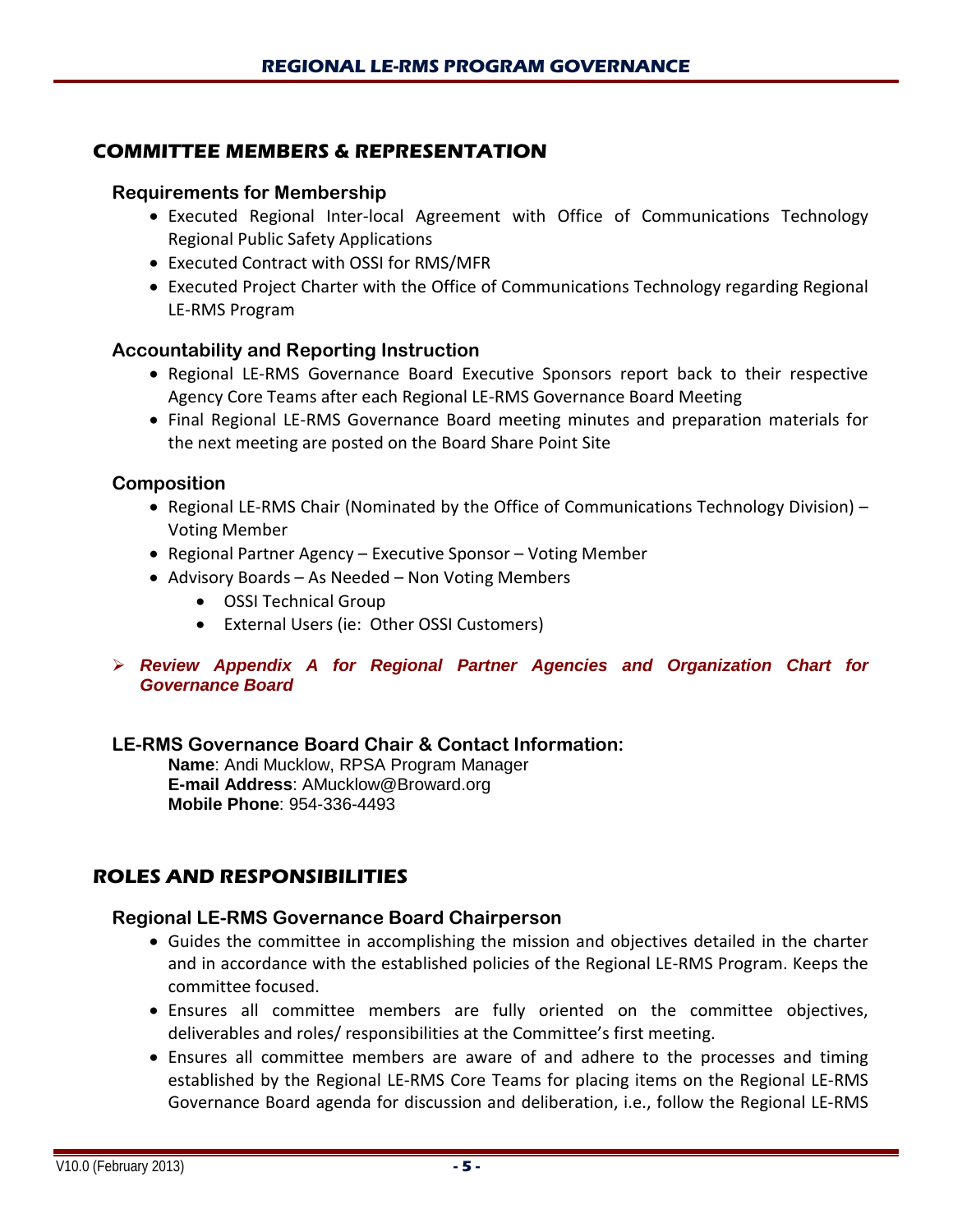## COMMITTEE MEMBERS & REPRESENTATION

### Requirements for Membership

- Executed Regional Inter-local Agreement with Office of Communications Technology Regional Public Safety Applications
- Executed Contract with OSSI for RMS/MFR
- Executed Project Charter with the Office of Communications Technology regarding Regional LE-RMS Program

### Accountability and Reporting Instruction

- Regional LE-RMS Governance Board Executive Sponsors report back to their respective Agency Core Teams after each Regional LE-RMS Governance Board Meeting
- Final Regional LE-RMS Governance Board meeting minutes and preparation materials for the next meeting are posted on the Board Share Point Site

### Composition

- Regional LE-RMS Chair (Nominated by the Office of Communications Technology Division) – Voting Member
- Regional Partner Agency – Executive Sponsor – Voting Member
- Advisory Boards – As Needed – Non Voting Members
  - OSSI Technical Group
  - External Users (ie: Other OSSI Customers)

➢ ***Review Appendix A for Regional Partner Agencies and Organization Chart for Governance Board***

### LE-RMS Governance Board Chair & Contact Information:

**Name**: Andi Mucklow, RPSA Program Manager
**E-mail Address**: AMucklow@Broward.org
**Mobile Phone**: 954-336-4493

## ROLES AND RESPONSIBILITIES

### Regional LE-RMS Governance Board Chairperson

- Guides the committee in accomplishing the mission and objectives detailed in the charter and in accordance with the established policies of the Regional LE-RMS Program. Keeps the committee focused.
- Ensures all committee members are fully oriented on the committee objectives, deliverables and roles/ responsibilities at the Committee's first meeting.
- Ensures all committee members are aware of and adhere to the processes and timing established by the Regional LE-RMS Core Teams for placing items on the Regional LE-RMS Governance Board agenda for discussion and deliberation, i.e., follow the Regional LE-RMS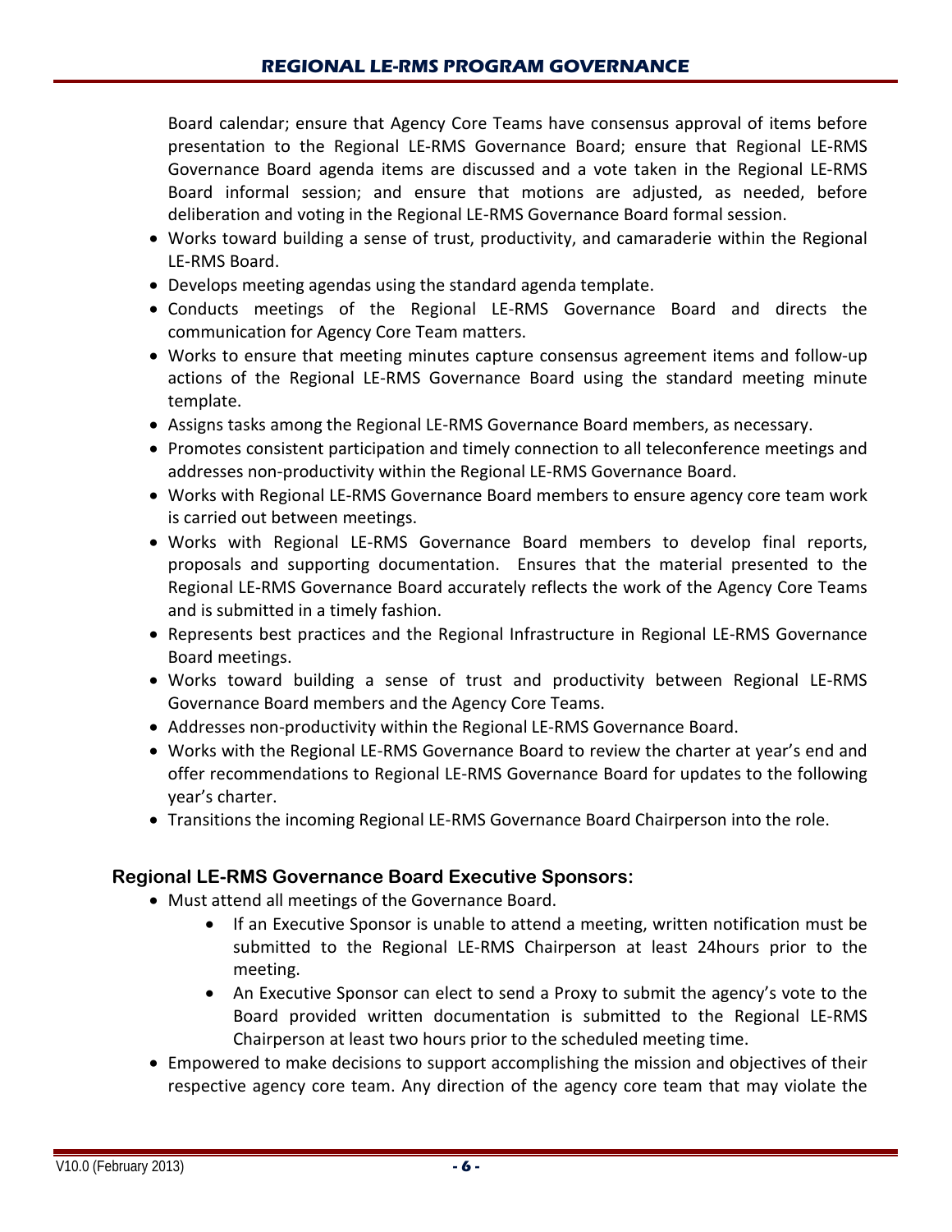Board calendar; ensure that Agency Core Teams have consensus approval of items before presentation to the Regional LE-RMS Governance Board; ensure that Regional LE-RMS Governance Board agenda items are discussed and a vote taken in the Regional LE-RMS Board informal session; and ensure that motions are adjusted, as needed, before deliberation and voting in the Regional LE-RMS Governance Board formal session.

- Works toward building a sense of trust, productivity, and camaraderie within the Regional LE-RMS Board.
- Develops meeting agendas using the standard agenda template.
- Conducts meetings of the Regional LE-RMS Governance Board and directs the communication for Agency Core Team matters.
- Works to ensure that meeting minutes capture consensus agreement items and follow-up actions of the Regional LE-RMS Governance Board using the standard meeting minute template.
- Assigns tasks among the Regional LE-RMS Governance Board members, as necessary.
- Promotes consistent participation and timely connection to all teleconference meetings and addresses non-productivity within the Regional LE-RMS Governance Board.
- Works with Regional LE-RMS Governance Board members to ensure agency core team work is carried out between meetings.
- Works with Regional LE-RMS Governance Board members to develop final reports, proposals and supporting documentation. Ensures that the material presented to the Regional LE-RMS Governance Board accurately reflects the work of the Agency Core Teams and is submitted in a timely fashion.
- Represents best practices and the Regional Infrastructure in Regional LE-RMS Governance Board meetings.
- Works toward building a sense of trust and productivity between Regional LE-RMS Governance Board members and the Agency Core Teams.
- Addresses non-productivity within the Regional LE-RMS Governance Board.
- Works with the Regional LE-RMS Governance Board to review the charter at year's end and offer recommendations to Regional LE-RMS Governance Board for updates to the following year's charter.
- Transitions the incoming Regional LE-RMS Governance Board Chairperson into the role.

### Regional LE-RMS Governance Board Executive Sponsors:

- Must attend all meetings of the Governance Board.
  - If an Executive Sponsor is unable to attend a meeting, written notification must be submitted to the Regional LE-RMS Chairperson at least 24hours prior to the meeting.
  - An Executive Sponsor can elect to send a Proxy to submit the agency's vote to the Board provided written documentation is submitted to the Regional LE-RMS Chairperson at least two hours prior to the scheduled meeting time.
- Empowered to make decisions to support accomplishing the mission and objectives of their respective agency core team. Any direction of the agency core team that may violate the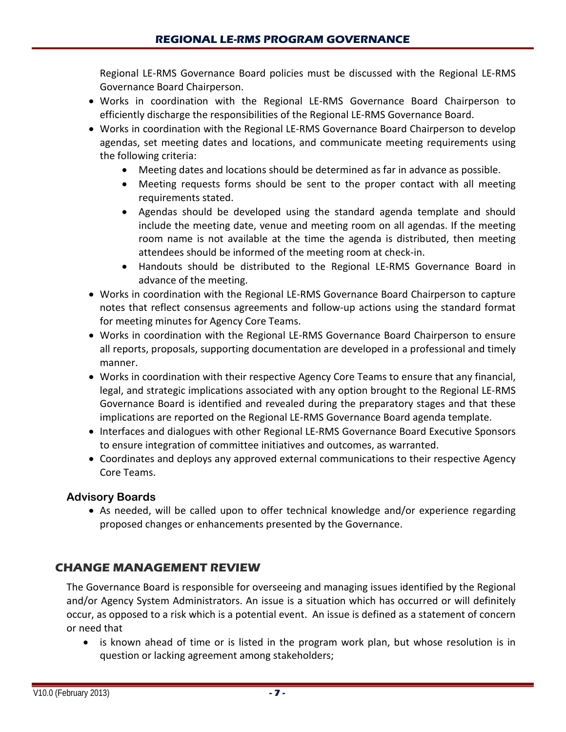Regional LE-RMS Governance Board policies must be discussed with the Regional LE-RMS Governance Board Chairperson.

- Works in coordination with the Regional LE-RMS Governance Board Chairperson to efficiently discharge the responsibilities of the Regional LE-RMS Governance Board.
- Works in coordination with the Regional LE-RMS Governance Board Chairperson to develop agendas, set meeting dates and locations, and communicate meeting requirements using the following criteria:
  - Meeting dates and locations should be determined as far in advance as possible.
  - Meeting requests forms should be sent to the proper contact with all meeting requirements stated.
  - Agendas should be developed using the standard agenda template and should include the meeting date, venue and meeting room on all agendas. If the meeting room name is not available at the time the agenda is distributed, then meeting attendees should be informed of the meeting room at check-in.
  - Handouts should be distributed to the Regional LE-RMS Governance Board in advance of the meeting.
- Works in coordination with the Regional LE-RMS Governance Board Chairperson to capture notes that reflect consensus agreements and follow-up actions using the standard format for meeting minutes for Agency Core Teams.
- Works in coordination with the Regional LE-RMS Governance Board Chairperson to ensure all reports, proposals, supporting documentation are developed in a professional and timely manner.
- Works in coordination with their respective Agency Core Teams to ensure that any financial, legal, and strategic implications associated with any option brought to the Regional LE-RMS Governance Board is identified and revealed during the preparatory stages and that these implications are reported on the Regional LE-RMS Governance Board agenda template.
- Interfaces and dialogues with other Regional LE-RMS Governance Board Executive Sponsors to ensure integration of committee initiatives and outcomes, as warranted.
- Coordinates and deploys any approved external communications to their respective Agency Core Teams.

### Advisory Boards

- As needed, will be called upon to offer technical knowledge and/or experience regarding proposed changes or enhancements presented by the Governance.

## CHANGE MANAGEMENT REVIEW

The Governance Board is responsible for overseeing and managing issues identified by the Regional and/or Agency System Administrators. An issue is a situation which has occurred or will definitely occur, as opposed to a risk which is a potential event. An issue is defined as a statement of concern or need that

- is known ahead of time or is listed in the program work plan, but whose resolution is in question or lacking agreement among stakeholders;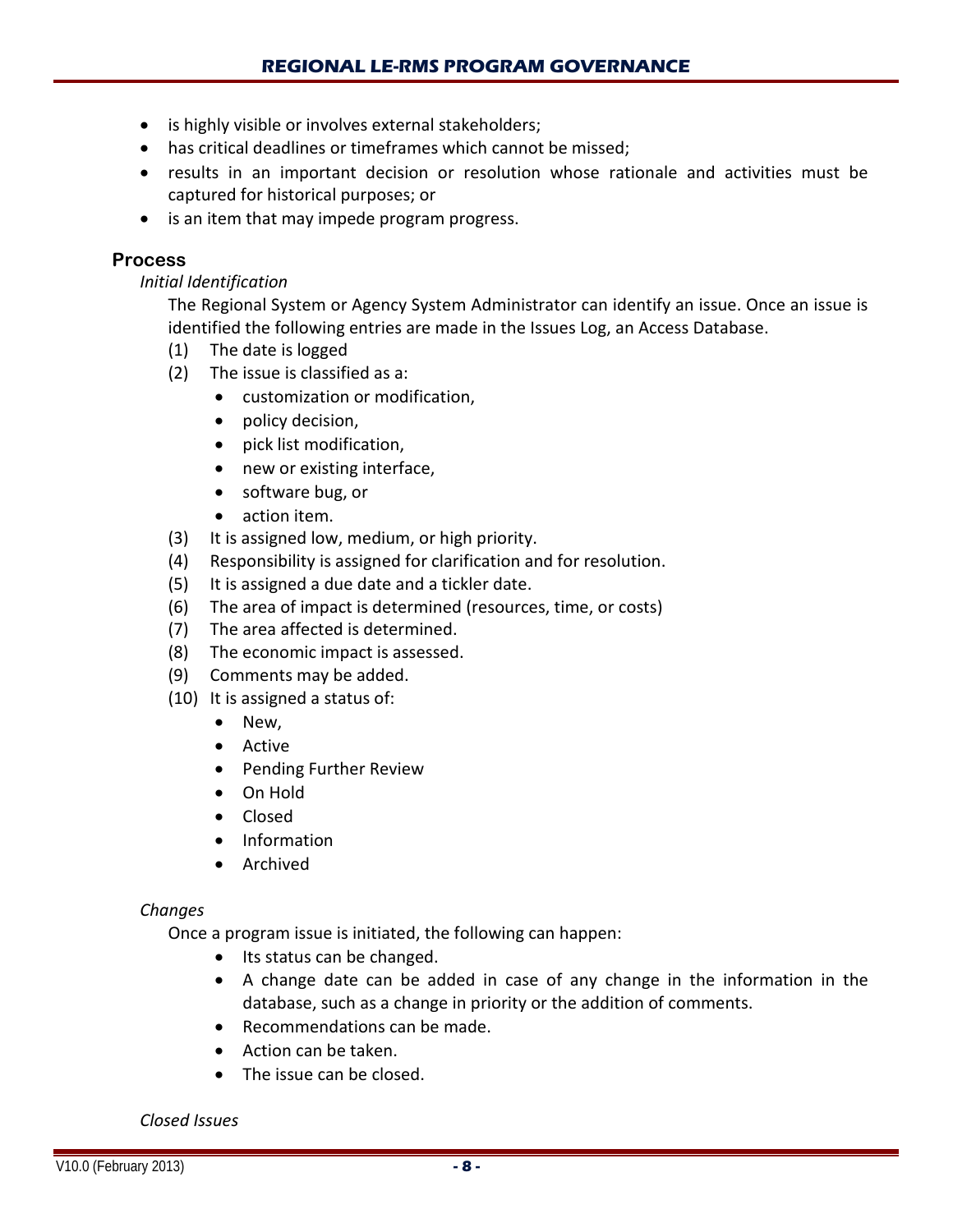- is highly visible or involves external stakeholders;
- has critical deadlines or timeframes which cannot be missed;
- results in an important decision or resolution whose rationale and activities must be captured for historical purposes; or
- is an item that may impede program progress.

## Process

*Initial Identification*

The Regional System or Agency System Administrator can identify an issue. Once an issue is identified the following entries are made in the Issues Log, an Access Database.

(1) The date is logged
(2) The issue is classified as a:
- customization or modification,
- policy decision,
- pick list modification,
- new or existing interface,
- software bug, or
- action item.

(3) It is assigned low, medium, or high priority.
(4) Responsibility is assigned for clarification and for resolution.
(5) It is assigned a due date and a tickler date.
(6) The area of impact is determined (resources, time, or costs)
(7) The area affected is determined.
(8) The economic impact is assessed.
(9) Comments may be added.
(10) It is assigned a status of:
- New,
- Active
- Pending Further Review
- On Hold
- Closed
- Information
- Archived

*Changes*

Once a program issue is initiated, the following can happen:

- Its status can be changed.
- A change date can be added in case of any change in the information in the database, such as a change in priority or the addition of comments.
- Recommendations can be made.
- Action can be taken.
- The issue can be closed.

*Closed Issues*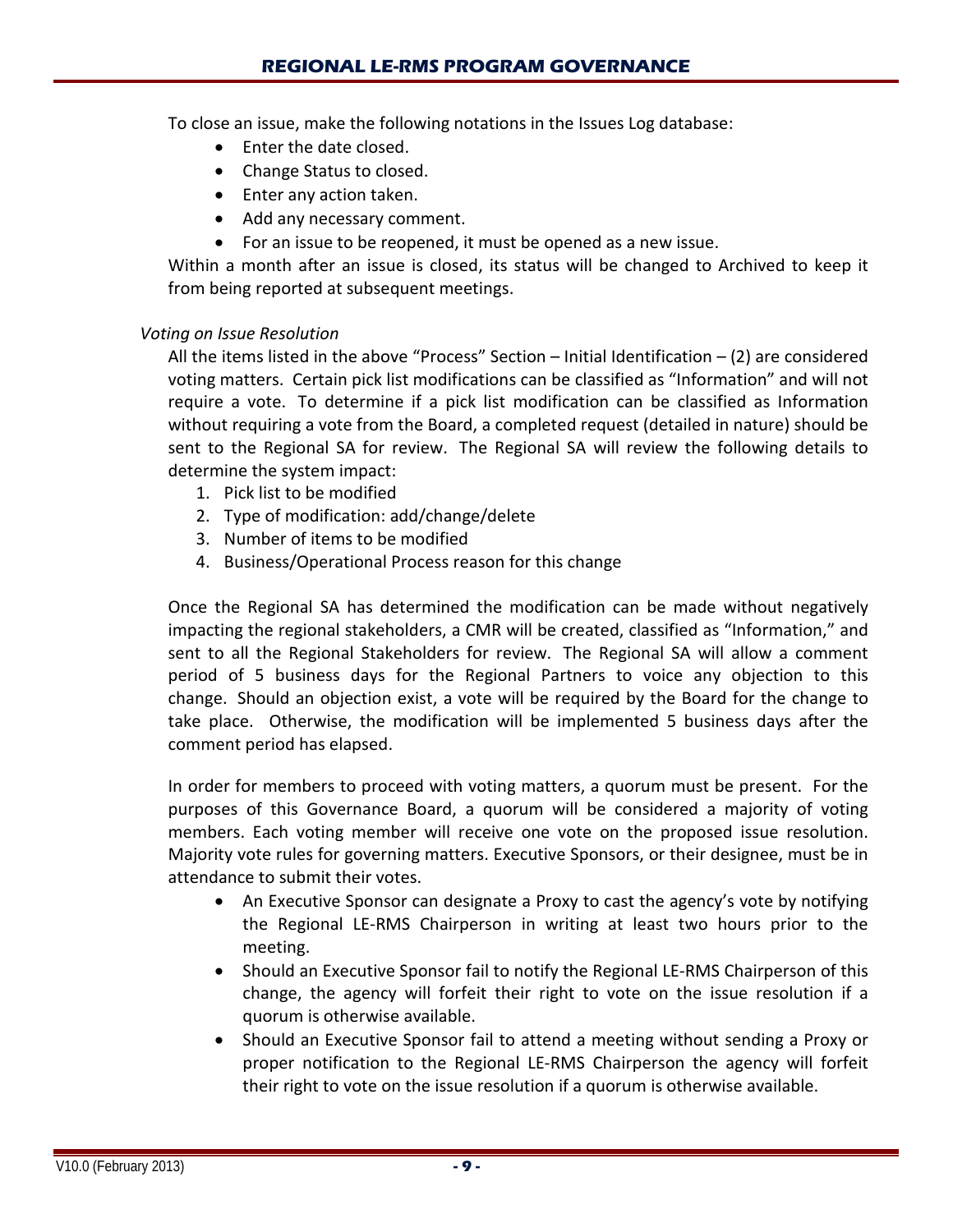To close an issue, make the following notations in the Issues Log database:

- Enter the date closed.
- Change Status to closed.
- Enter any action taken.
- Add any necessary comment.
- For an issue to be reopened, it must be opened as a new issue.

Within a month after an issue is closed, its status will be changed to Archived to keep it from being reported at subsequent meetings.

*Voting on Issue Resolution*

All the items listed in the above "Process" Section – Initial Identification – (2) are considered voting matters. Certain pick list modifications can be classified as "Information" and will not require a vote. To determine if a pick list modification can be classified as Information without requiring a vote from the Board, a completed request (detailed in nature) should be sent to the Regional SA for review. The Regional SA will review the following details to determine the system impact:

1. Pick list to be modified
2. Type of modification: add/change/delete
3. Number of items to be modified
4. Business/Operational Process reason for this change

Once the Regional SA has determined the modification can be made without negatively impacting the regional stakeholders, a CMR will be created, classified as "Information," and sent to all the Regional Stakeholders for review. The Regional SA will allow a comment period of 5 business days for the Regional Partners to voice any objection to this change. Should an objection exist, a vote will be required by the Board for the change to take place. Otherwise, the modification will be implemented 5 business days after the comment period has elapsed.

In order for members to proceed with voting matters, a quorum must be present. For the purposes of this Governance Board, a quorum will be considered a majority of voting members. Each voting member will receive one vote on the proposed issue resolution. Majority vote rules for governing matters. Executive Sponsors, or their designee, must be in attendance to submit their votes.

- An Executive Sponsor can designate a Proxy to cast the agency's vote by notifying the Regional LE-RMS Chairperson in writing at least two hours prior to the meeting.
- Should an Executive Sponsor fail to notify the Regional LE-RMS Chairperson of this change, the agency will forfeit their right to vote on the issue resolution if a quorum is otherwise available.
- Should an Executive Sponsor fail to attend a meeting without sending a Proxy or proper notification to the Regional LE-RMS Chairperson the agency will forfeit their right to vote on the issue resolution if a quorum is otherwise available.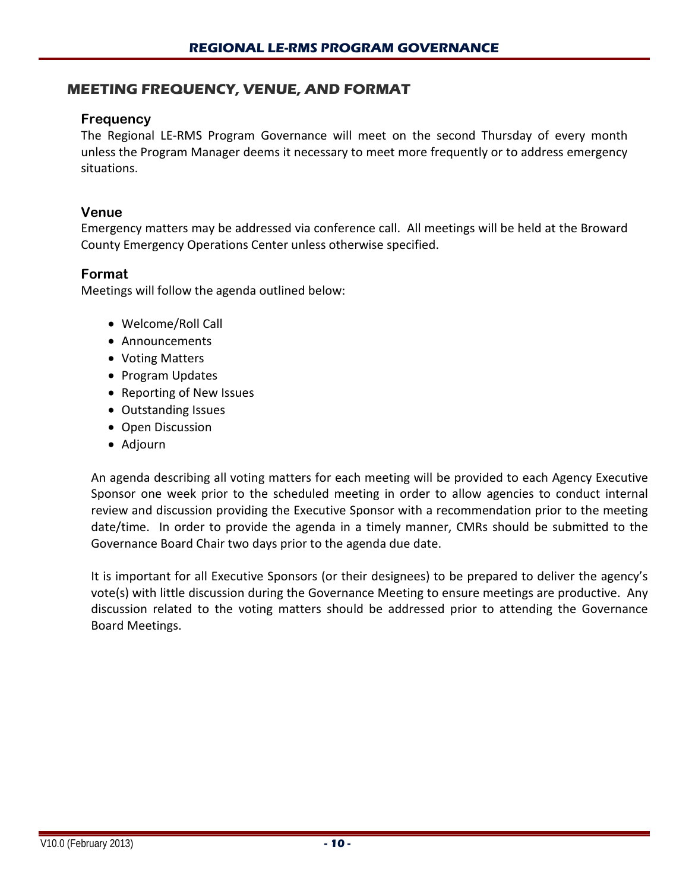## MEETING FREQUENCY, VENUE, AND FORMAT

### Frequency

The Regional LE-RMS Program Governance will meet on the second Thursday of every month unless the Program Manager deems it necessary to meet more frequently or to address emergency situations.

### Venue

Emergency matters may be addressed via conference call. All meetings will be held at the Broward County Emergency Operations Center unless otherwise specified.

### Format

Meetings will follow the agenda outlined below:

- Welcome/Roll Call
- Announcements
- Voting Matters
- Program Updates
- Reporting of New Issues
- Outstanding Issues
- Open Discussion
- Adjourn

An agenda describing all voting matters for each meeting will be provided to each Agency Executive Sponsor one week prior to the scheduled meeting in order to allow agencies to conduct internal review and discussion providing the Executive Sponsor with a recommendation prior to the meeting date/time. In order to provide the agenda in a timely manner, CMRs should be submitted to the Governance Board Chair two days prior to the agenda due date.

It is important for all Executive Sponsors (or their designees) to be prepared to deliver the agency's vote(s) with little discussion during the Governance Meeting to ensure meetings are productive. Any discussion related to the voting matters should be addressed prior to attending the Governance Board Meetings.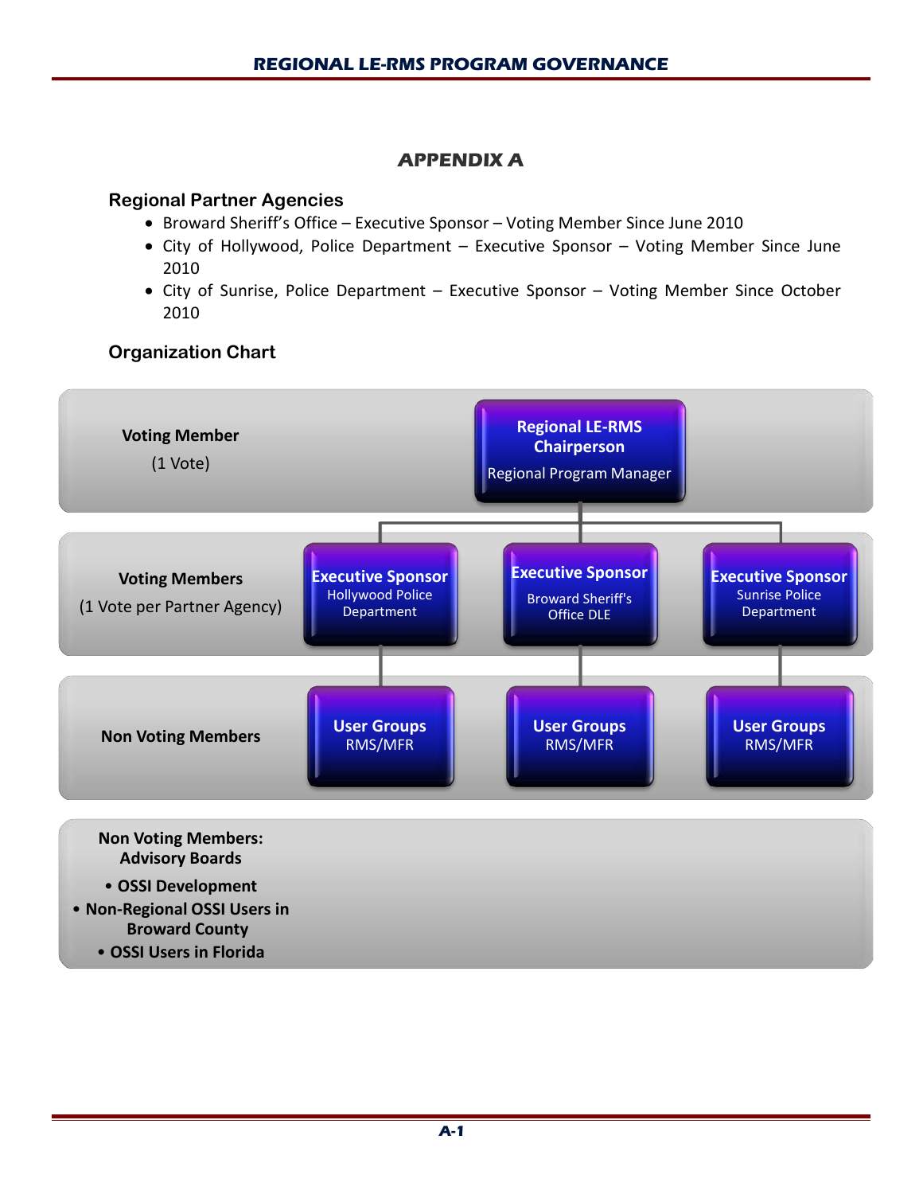## APPENDIX A

### Regional Partner Agencies

- Broward Sheriff's Office – Executive Sponsor – Voting Member Since June 2010
- City of Hollywood, Police Department – Executive Sponsor – Voting Member Since June 2010
- City of Sunrise, Police Department – Executive Sponsor – Voting Member Since October 2010

### Organization Chart

**Voting Member**
(1 Vote)

**Regional LE-RMS Chairperson**
Regional Program Manager

**Voting Members**
(1 Vote per Partner Agency)

**Executive Sponsor**
Hollywood Police Department

**Executive Sponsor**
Broward Sheriff's Office DLE

**Executive Sponsor**
Sunrise Police Department

**Non Voting Members**

**User Groups**
RMS/MFR

**User Groups**
RMS/MFR

**User Groups**
RMS/MFR

**Non Voting Members: Advisory Boards**

- **OSSI Development**
- **Non-Regional OSSI Users in Broward County**
- **OSSI Users in Florida**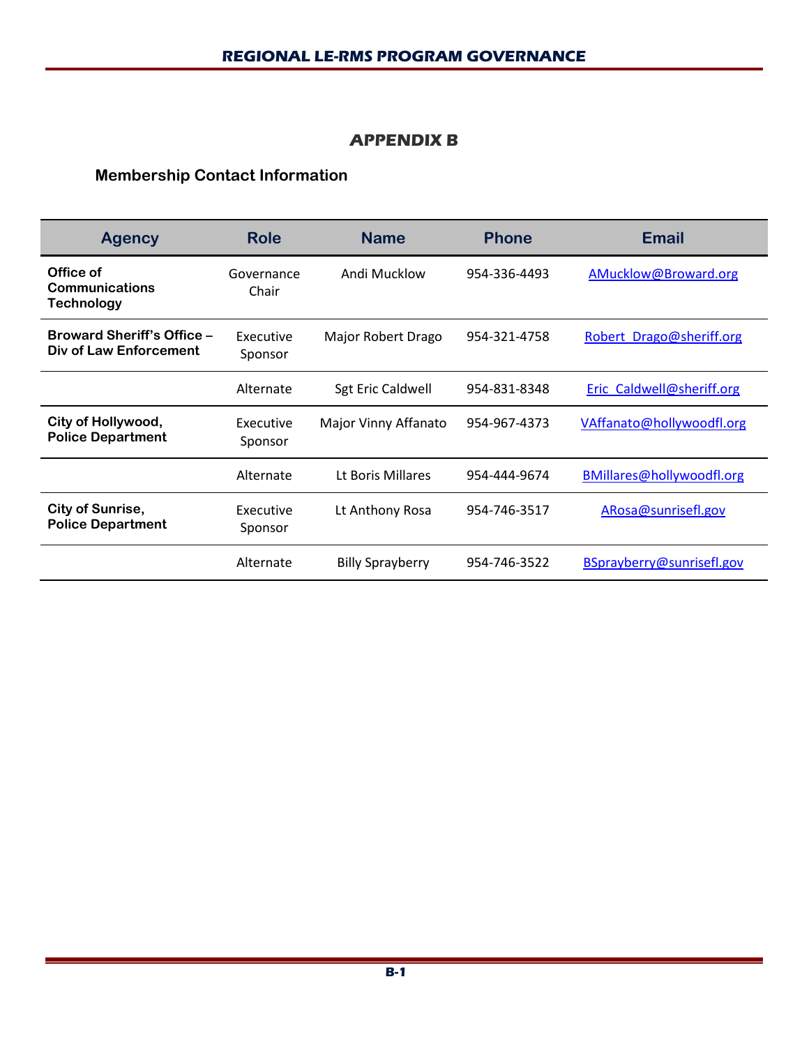# APPENDIX B

## Membership Contact Information

| Agency | Role | Name | Phone | Email |
|---|---|---|---|---|
| **Office of Communications Technology** | Governance Chair | Andi Mucklow | 954-336-4493 | AMucklow@Broward.org |
| **Broward Sheriff's Office – Div of Law Enforcement** | Executive Sponsor | Major Robert Drago | 954-321-4758 | Robert_Drago@sheriff.org |
| | Alternate | Sgt Eric Caldwell | 954-831-8348 | Eric_Caldwell@sheriff.org |
| **City of Hollywood, Police Department** | Executive Sponsor | Major Vinny Affanato | 954-967-4373 | VAffanato@hollywoodfl.org |
| | Alternate | Lt Boris Millares | 954-444-9674 | BMillares@hollywoodfl.org |
| **City of Sunrise, Police Department** | Executive Sponsor | Lt Anthony Rosa | 954-746-3517 | ARosa@sunrisefl.gov |
| | Alternate | Billy Sprayberry | 954-746-3522 | BSprayberry@sunrisefl.gov |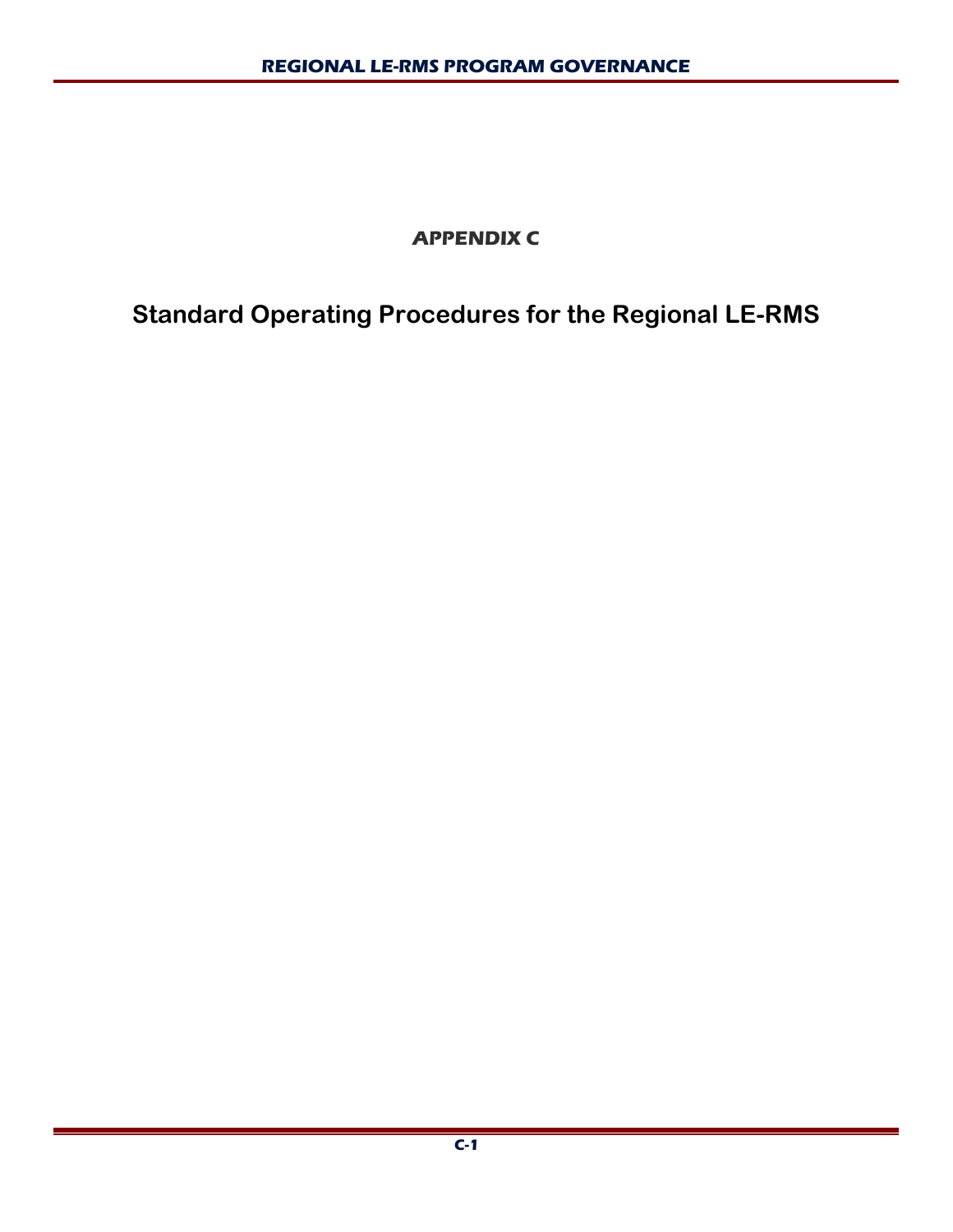**APPENDIX C**

# Standard Operating Procedures for the Regional LE-RMS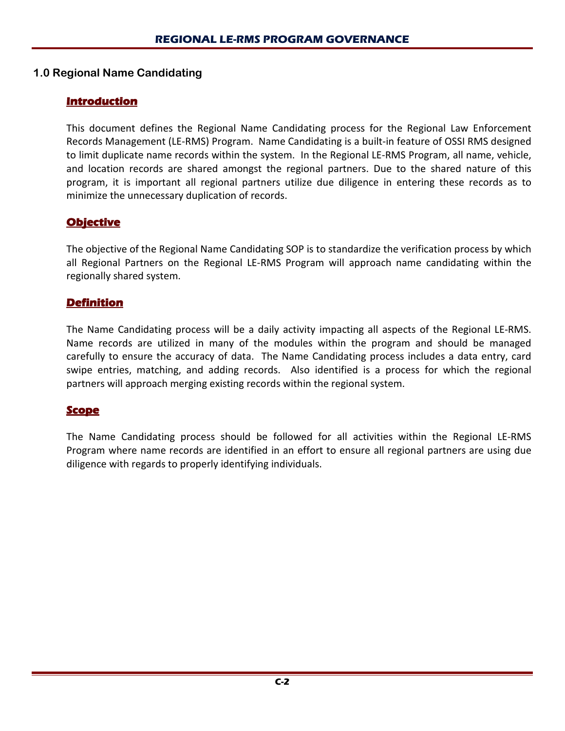## 1.0 Regional Name Candidating

### Introduction

This document defines the Regional Name Candidating process for the Regional Law Enforcement Records Management (LE-RMS) Program. Name Candidating is a built-in feature of OSSI RMS designed to limit duplicate name records within the system. In the Regional LE-RMS Program, all name, vehicle, and location records are shared amongst the regional partners. Due to the shared nature of this program, it is important all regional partners utilize due diligence in entering these records as to minimize the unnecessary duplication of records.

### Objective

The objective of the Regional Name Candidating SOP is to standardize the verification process by which all Regional Partners on the Regional LE-RMS Program will approach name candidating within the regionally shared system.

### Definition

The Name Candidating process will be a daily activity impacting all aspects of the Regional LE-RMS. Name records are utilized in many of the modules within the program and should be managed carefully to ensure the accuracy of data. The Name Candidating process includes a data entry, card swipe entries, matching, and adding records. Also identified is a process for which the regional partners will approach merging existing records within the regional system.

### Scope

The Name Candidating process should be followed for all activities within the Regional LE-RMS Program where name records are identified in an effort to ensure all regional partners are using due diligence with regards to properly identifying individuals.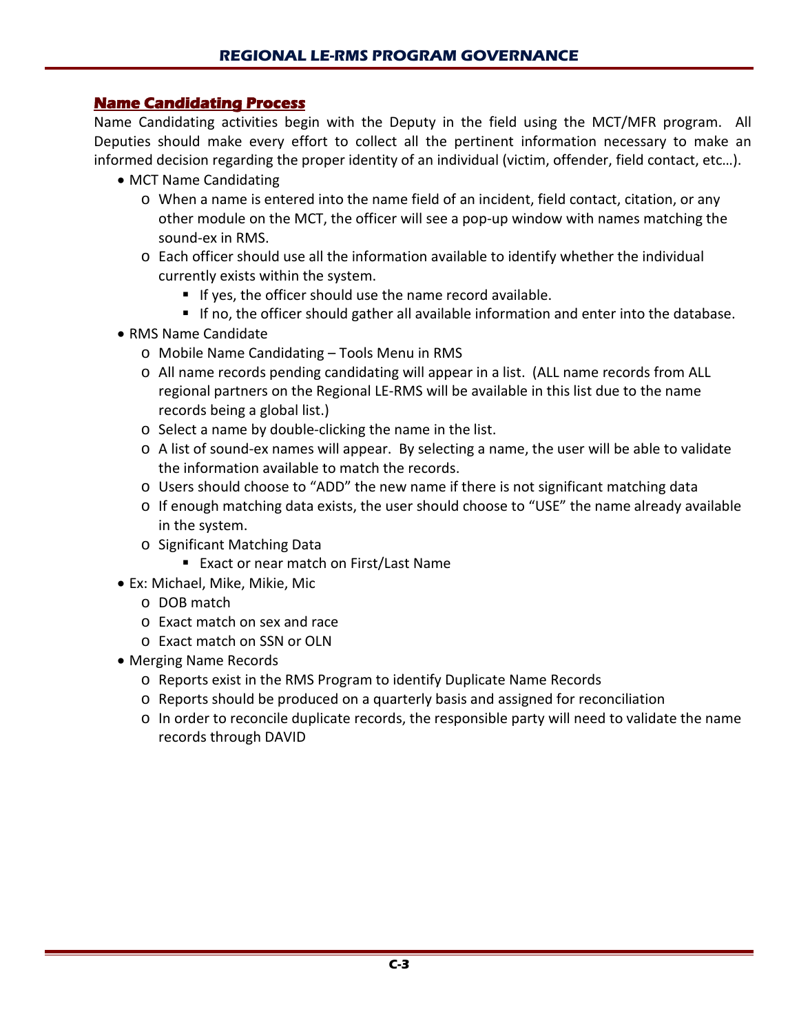## Name Candidating Process

Name Candidating activities begin with the Deputy in the field using the MCT/MFR program. All Deputies should make every effort to collect all the pertinent information necessary to make an informed decision regarding the proper identity of an individual (victim, offender, field contact, etc…).

- MCT Name Candidating
  - When a name is entered into the name field of an incident, field contact, citation, or any other module on the MCT, the officer will see a pop-up window with names matching the sound-ex in RMS.
  - Each officer should use all the information available to identify whether the individual currently exists within the system.
    - If yes, the officer should use the name record available.
    - If no, the officer should gather all available information and enter into the database.
- RMS Name Candidate
  - Mobile Name Candidating – Tools Menu in RMS
  - All name records pending candidating will appear in a list. (ALL name records from ALL regional partners on the Regional LE-RMS will be available in this list due to the name records being a global list.)
  - Select a name by double-clicking the name in the list.
  - A list of sound-ex names will appear. By selecting a name, the user will be able to validate the information available to match the records.
  - Users should choose to "ADD" the new name if there is not significant matching data
  - If enough matching data exists, the user should choose to "USE" the name already available in the system.
  - Significant Matching Data
    - Exact or near match on First/Last Name
- Ex: Michael, Mike, Mikie, Mic
  - DOB match
  - Exact match on sex and race
  - Exact match on SSN or OLN
- Merging Name Records
  - Reports exist in the RMS Program to identify Duplicate Name Records
  - Reports should be produced on a quarterly basis and assigned for reconciliation
  - In order to reconcile duplicate records, the responsible party will need to validate the name records through DAVID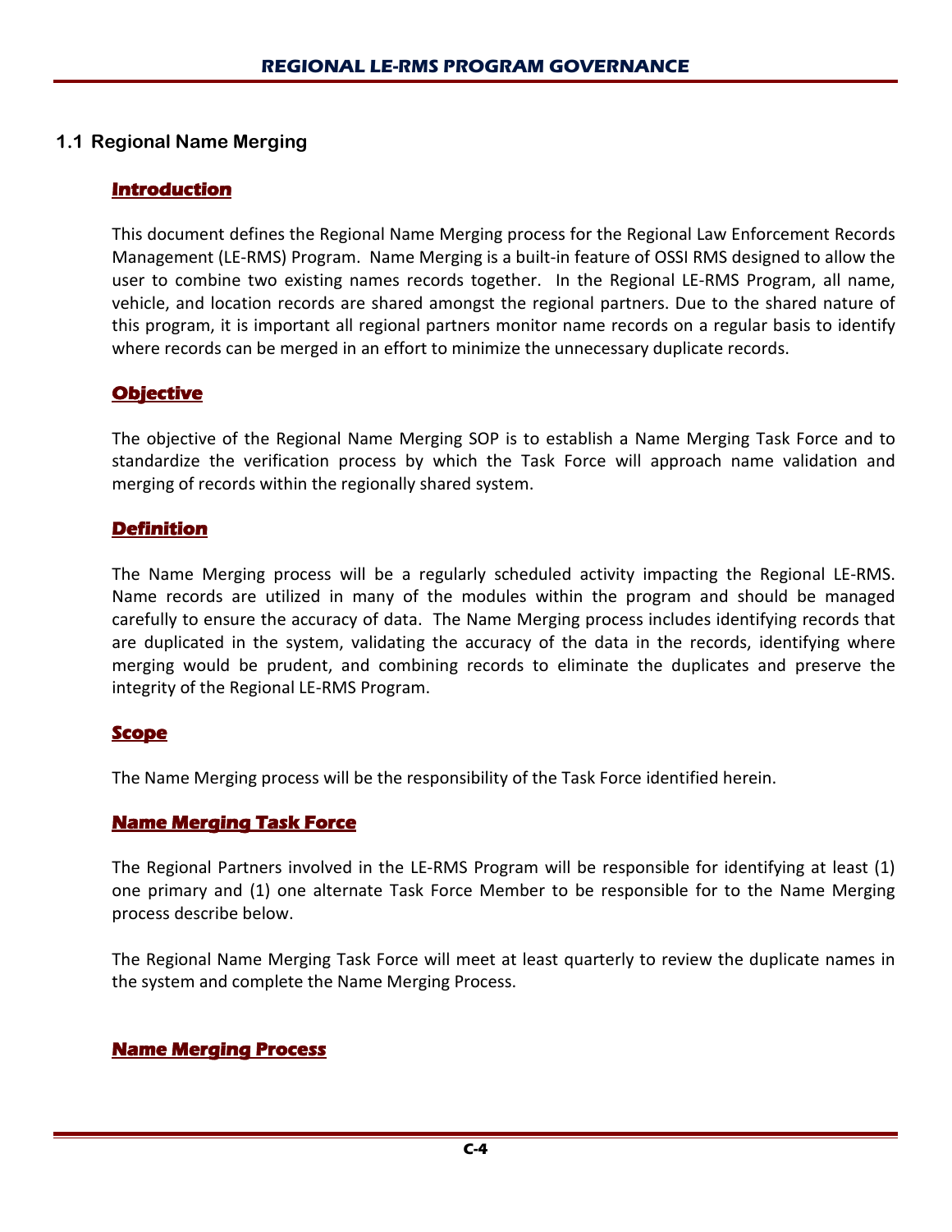## 1.1 Regional Name Merging

### Introduction

This document defines the Regional Name Merging process for the Regional Law Enforcement Records Management (LE-RMS) Program. Name Merging is a built-in feature of OSSI RMS designed to allow the user to combine two existing names records together. In the Regional LE-RMS Program, all name, vehicle, and location records are shared amongst the regional partners. Due to the shared nature of this program, it is important all regional partners monitor name records on a regular basis to identify where records can be merged in an effort to minimize the unnecessary duplicate records.

### Objective

The objective of the Regional Name Merging SOP is to establish a Name Merging Task Force and to standardize the verification process by which the Task Force will approach name validation and merging of records within the regionally shared system.

### Definition

The Name Merging process will be a regularly scheduled activity impacting the Regional LE-RMS. Name records are utilized in many of the modules within the program and should be managed carefully to ensure the accuracy of data. The Name Merging process includes identifying records that are duplicated in the system, validating the accuracy of the data in the records, identifying where merging would be prudent, and combining records to eliminate the duplicates and preserve the integrity of the Regional LE-RMS Program.

### Scope

The Name Merging process will be the responsibility of the Task Force identified herein.

### Name Merging Task Force

The Regional Partners involved in the LE-RMS Program will be responsible for identifying at least (1) one primary and (1) one alternate Task Force Member to be responsible for to the Name Merging process describe below.

The Regional Name Merging Task Force will meet at least quarterly to review the duplicate names in the system and complete the Name Merging Process.

### Name Merging Process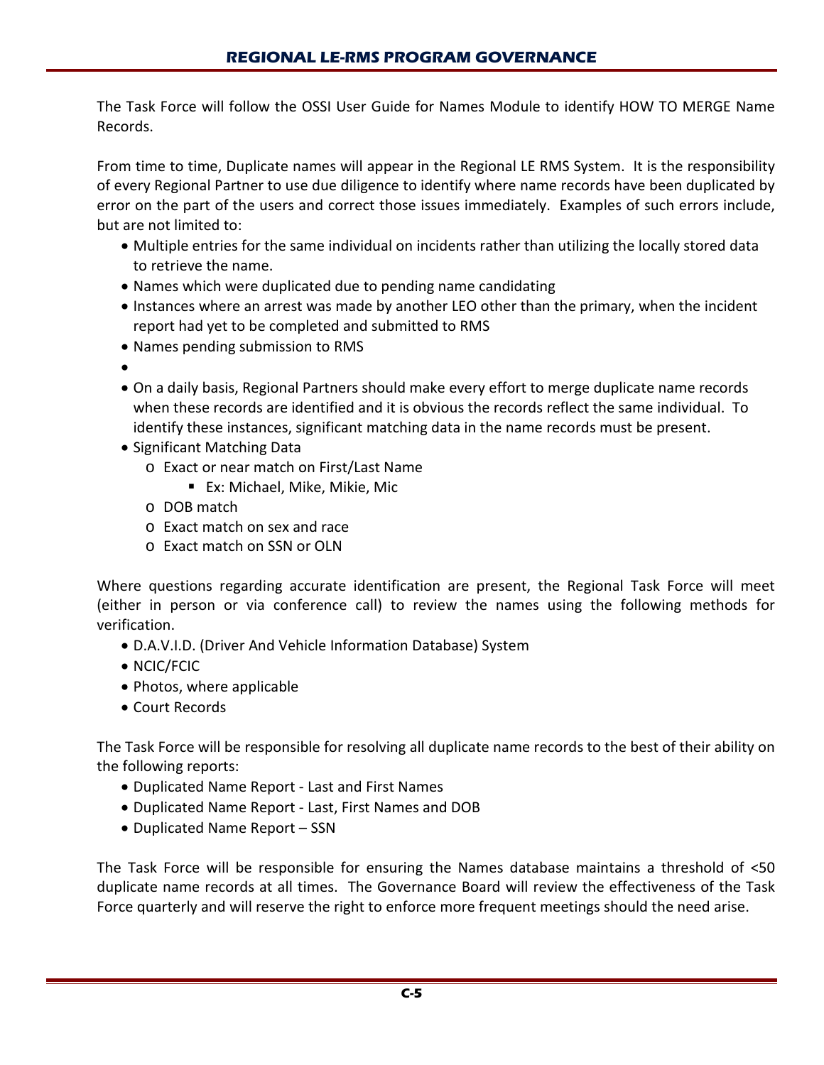The Task Force will follow the OSSI User Guide for Names Module to identify HOW TO MERGE Name Records.

From time to time, Duplicate names will appear in the Regional LE RMS System. It is the responsibility of every Regional Partner to use due diligence to identify where name records have been duplicated by error on the part of the users and correct those issues immediately. Examples of such errors include, but are not limited to:

- Multiple entries for the same individual on incidents rather than utilizing the locally stored data to retrieve the name.
- Names which were duplicated due to pending name candidating
- Instances where an arrest was made by another LEO other than the primary, when the incident report had yet to be completed and submitted to RMS
- Names pending submission to RMS
- 
- On a daily basis, Regional Partners should make every effort to merge duplicate name records when these records are identified and it is obvious the records reflect the same individual. To identify these instances, significant matching data in the name records must be present.
- Significant Matching Data
  - Exact or near match on First/Last Name
    - Ex: Michael, Mike, Mikie, Mic
  - DOB match
  - Exact match on sex and race
  - Exact match on SSN or OLN

Where questions regarding accurate identification are present, the Regional Task Force will meet (either in person or via conference call) to review the names using the following methods for verification.

- D.A.V.I.D. (Driver And Vehicle Information Database) System
- NCIC/FCIC
- Photos, where applicable
- Court Records

The Task Force will be responsible for resolving all duplicate name records to the best of their ability on the following reports:

- Duplicated Name Report - Last and First Names
- Duplicated Name Report - Last, First Names and DOB
- Duplicated Name Report – SSN

The Task Force will be responsible for ensuring the Names database maintains a threshold of <50 duplicate name records at all times. The Governance Board will review the effectiveness of the Task Force quarterly and will reserve the right to enforce more frequent meetings should the need arise.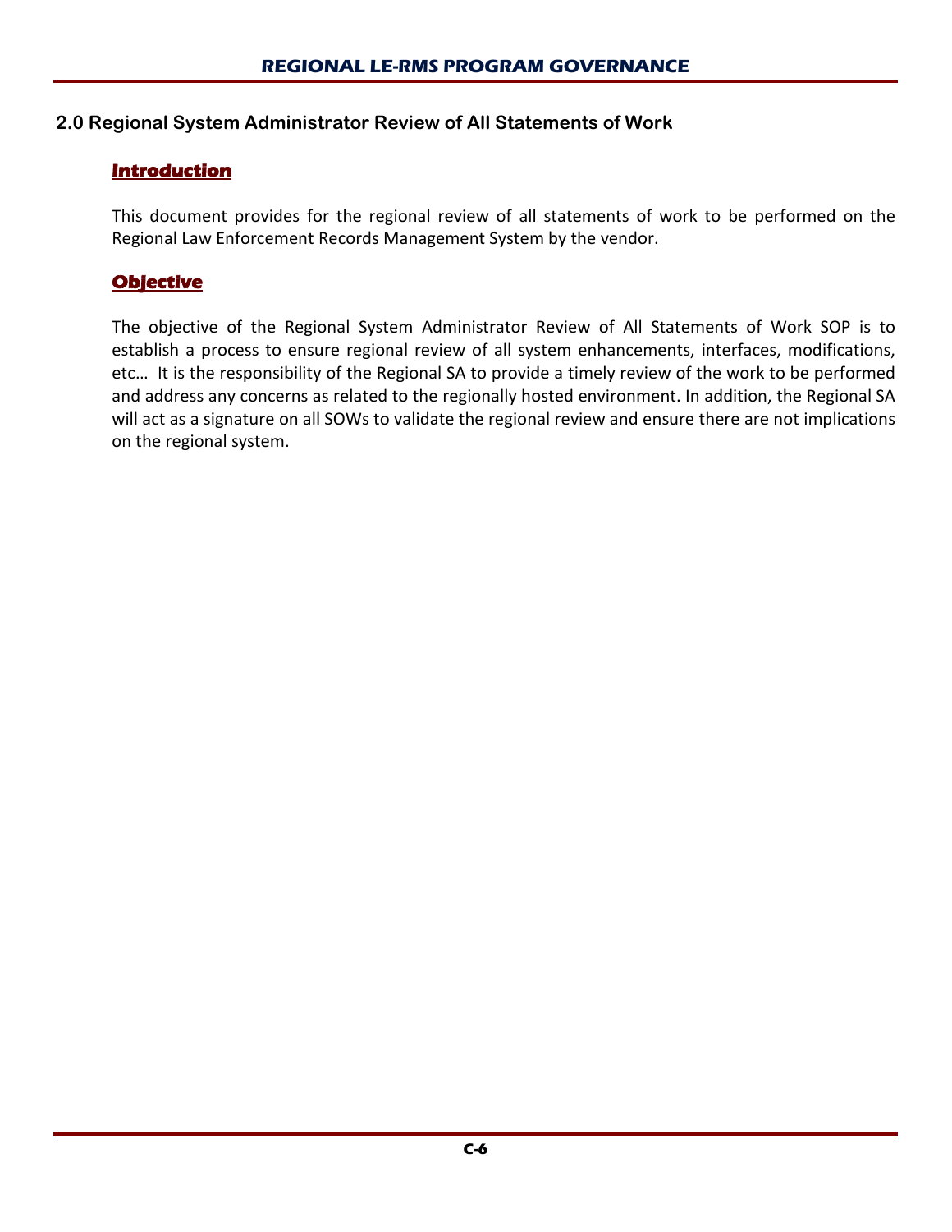## 2.0 Regional System Administrator Review of All Statements of Work

### Introduction

This document provides for the regional review of all statements of work to be performed on the Regional Law Enforcement Records Management System by the vendor.

### Objective

The objective of the Regional System Administrator Review of All Statements of Work SOP is to establish a process to ensure regional review of all system enhancements, interfaces, modifications, etc… It is the responsibility of the Regional SA to provide a timely review of the work to be performed and address any concerns as related to the regionally hosted environment. In addition, the Regional SA will act as a signature on all SOWs to validate the regional review and ensure there are not implications on the regional system.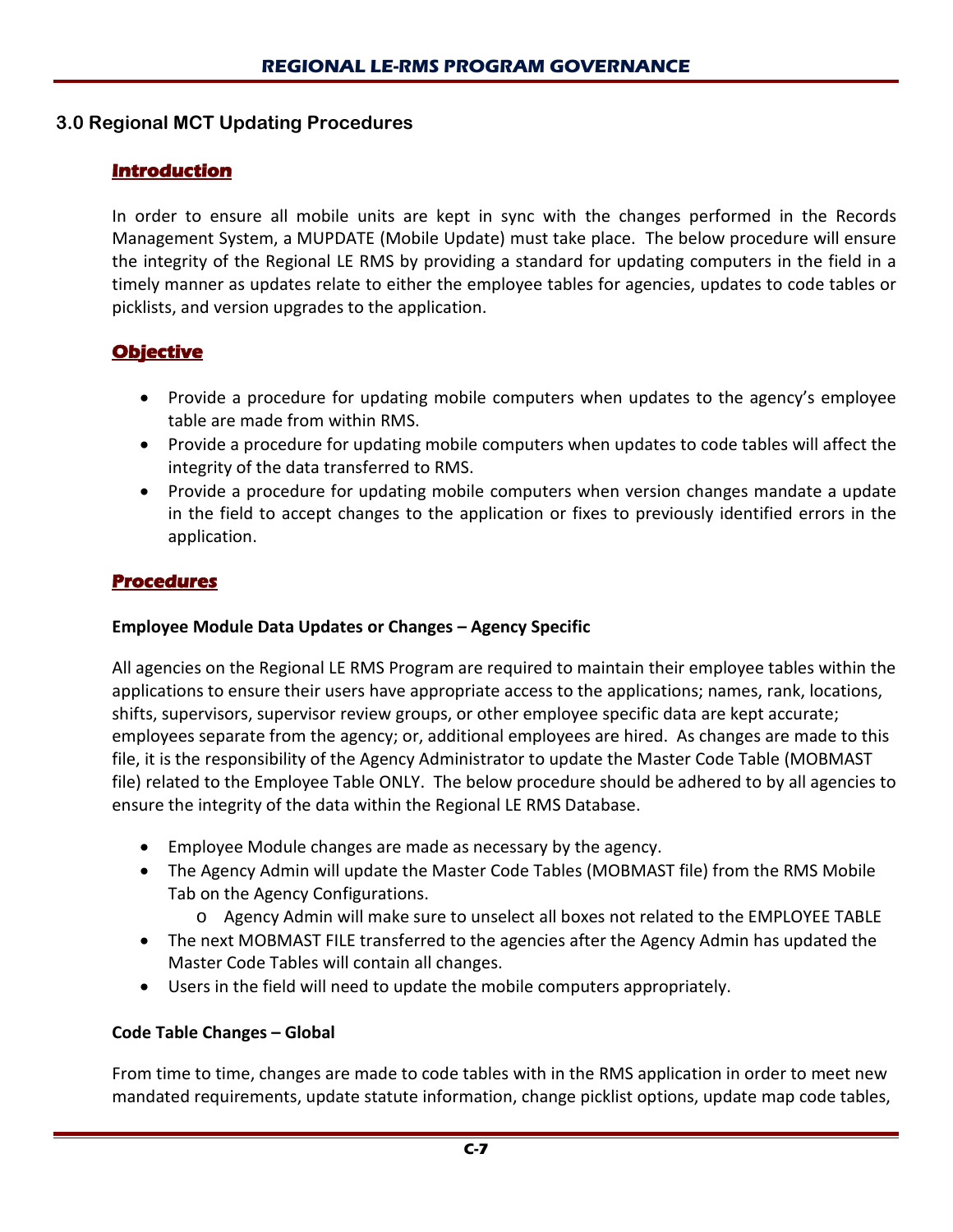## 3.0 Regional MCT Updating Procedures

### Introduction

In order to ensure all mobile units are kept in sync with the changes performed in the Records Management System, a MUPDATE (Mobile Update) must take place. The below procedure will ensure the integrity of the Regional LE RMS by providing a standard for updating computers in the field in a timely manner as updates relate to either the employee tables for agencies, updates to code tables or picklists, and version upgrades to the application.

### Objective

- Provide a procedure for updating mobile computers when updates to the agency's employee table are made from within RMS.
- Provide a procedure for updating mobile computers when updates to code tables will affect the integrity of the data transferred to RMS.
- Provide a procedure for updating mobile computers when version changes mandate a update in the field to accept changes to the application or fixes to previously identified errors in the application.

### Procedures

**Employee Module Data Updates or Changes – Agency Specific**

All agencies on the Regional LE RMS Program are required to maintain their employee tables within the applications to ensure their users have appropriate access to the applications; names, rank, locations, shifts, supervisors, supervisor review groups, or other employee specific data are kept accurate; employees separate from the agency; or, additional employees are hired. As changes are made to this file, it is the responsibility of the Agency Administrator to update the Master Code Table (MOBMAST file) related to the Employee Table ONLY. The below procedure should be adhered to by all agencies to ensure the integrity of the data within the Regional LE RMS Database.

- Employee Module changes are made as necessary by the agency.
- The Agency Admin will update the Master Code Tables (MOBMAST file) from the RMS Mobile Tab on the Agency Configurations.
  - Agency Admin will make sure to unselect all boxes not related to the EMPLOYEE TABLE
- The next MOBMAST FILE transferred to the agencies after the Agency Admin has updated the Master Code Tables will contain all changes.
- Users in the field will need to update the mobile computers appropriately.

**Code Table Changes – Global**

From time to time, changes are made to code tables with in the RMS application in order to meet new mandated requirements, update statute information, change picklist options, update map code tables,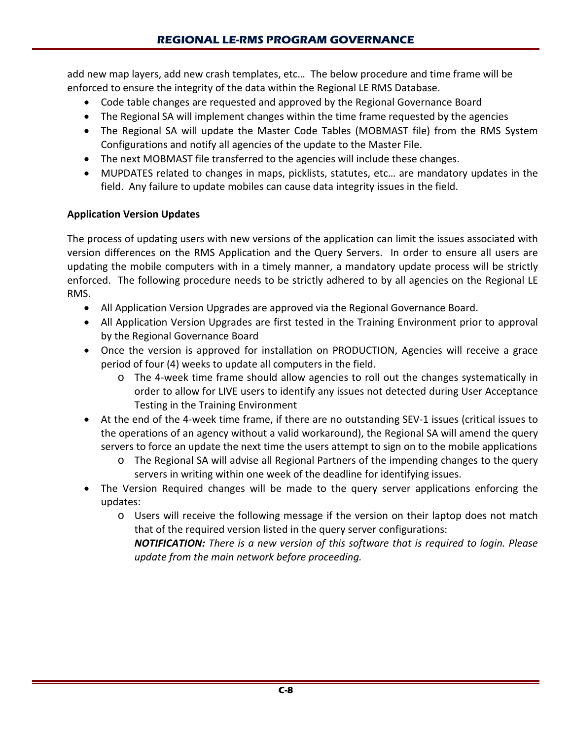add new map layers, add new crash templates, etc… The below procedure and time frame will be enforced to ensure the integrity of the data within the Regional LE RMS Database.

- Code table changes are requested and approved by the Regional Governance Board
- The Regional SA will implement changes within the time frame requested by the agencies
- The Regional SA will update the Master Code Tables (MOBMAST file) from the RMS System Configurations and notify all agencies of the update to the Master File.
- The next MOBMAST file transferred to the agencies will include these changes.
- MUPDATES related to changes in maps, picklists, statutes, etc… are mandatory updates in the field. Any failure to update mobiles can cause data integrity issues in the field.

**Application Version Updates**

The process of updating users with new versions of the application can limit the issues associated with version differences on the RMS Application and the Query Servers. In order to ensure all users are updating the mobile computers with in a timely manner, a mandatory update process will be strictly enforced. The following procedure needs to be strictly adhered to by all agencies on the Regional LE RMS.

- All Application Version Upgrades are approved via the Regional Governance Board.
- All Application Version Upgrades are first tested in the Training Environment prior to approval by the Regional Governance Board
- Once the version is approved for installation on PRODUCTION, Agencies will receive a grace period of four (4) weeks to update all computers in the field.
  - The 4-week time frame should allow agencies to roll out the changes systematically in order to allow for LIVE users to identify any issues not detected during User Acceptance Testing in the Training Environment
- At the end of the 4-week time frame, if there are no outstanding SEV-1 issues (critical issues to the operations of an agency without a valid workaround), the Regional SA will amend the query servers to force an update the next time the users attempt to sign on to the mobile applications
  - The Regional SA will advise all Regional Partners of the impending changes to the query servers in writing within one week of the deadline for identifying issues.
- The Version Required changes will be made to the query server applications enforcing the updates:
  - Users will receive the following message if the version on their laptop does not match that of the required version listed in the query server configurations:
    ***NOTIFICATION:*** *There is a new version of this software that is required to login. Please update from the main network before proceeding.*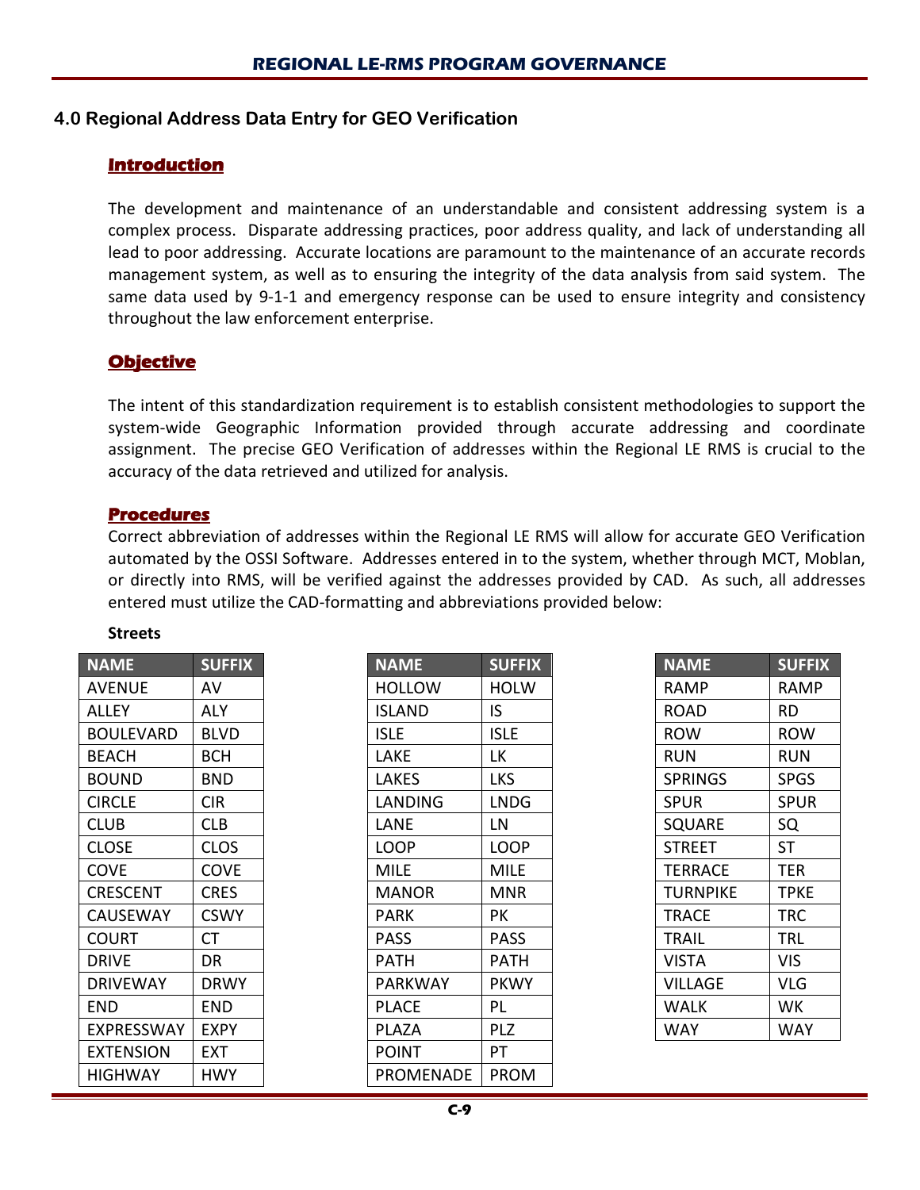## 4.0 Regional Address Data Entry for GEO Verification

### Introduction

The development and maintenance of an understandable and consistent addressing system is a complex process. Disparate addressing practices, poor address quality, and lack of understanding all lead to poor addressing. Accurate locations are paramount to the maintenance of an accurate records management system, as well as to ensuring the integrity of the data analysis from said system. The same data used by 9-1-1 and emergency response can be used to ensure integrity and consistency throughout the law enforcement enterprise.

### Objective

The intent of this standardization requirement is to establish consistent methodologies to support the system-wide Geographic Information provided through accurate addressing and coordinate assignment. The precise GEO Verification of addresses within the Regional LE RMS is crucial to the accuracy of the data retrieved and utilized for analysis.

### Procedures

Correct abbreviation of addresses within the Regional LE RMS will allow for accurate GEO Verification automated by the OSSI Software. Addresses entered in to the system, whether through MCT, Moblan, or directly into RMS, will be verified against the addresses provided by CAD. As such, all addresses entered must utilize the CAD-formatting and abbreviations provided below:

**Streets**

| NAME | SUFFIX |
|---|---|
| AVENUE | AV |
| ALLEY | ALY |
| BOULEVARD | BLVD |
| BEACH | BCH |
| BOUND | BND |
| CIRCLE | CIR |
| CLUB | CLB |
| CLOSE | CLOS |
| COVE | COVE |
| CRESCENT | CRES |
| CAUSEWAY | CSWY |
| COURT | CT |
| DRIVE | DR |
| DRIVEWAY | DRWY |
| END | END |
| EXPRESSWAY | EXPY |
| EXTENSION | EXT |
| HIGHWAY | HWY |

| NAME | SUFFIX |
|---|---|
| HOLLOW | HOLW |
| ISLAND | IS |
| ISLE | ISLE |
| LAKE | LK |
| LAKES | LKS |
| LANDING | LNDG |
| LANE | LN |
| LOOP | LOOP |
| MILE | MILE |
| MANOR | MNR |
| PARK | PK |
| PASS | PASS |
| PATH | PATH |
| PARKWAY | PKWY |
| PLACE | PL |
| PLAZA | PLZ |
| POINT | PT |
| PROMENADE | PROM |

| NAME | SUFFIX |
|---|---|
| RAMP | RAMP |
| ROAD | RD |
| ROW | ROW |
| RUN | RUN |
| SPRINGS | SPGS |
| SPUR | SPUR |
| SQUARE | SQ |
| STREET | ST |
| TERRACE | TER |
| TURNPIKE | TPKE |
| TRACE | TRC |
| TRAIL | TRL |
| VISTA | VIS |
| VILLAGE | VLG |
| WALK | WK |
| WAY | WAY |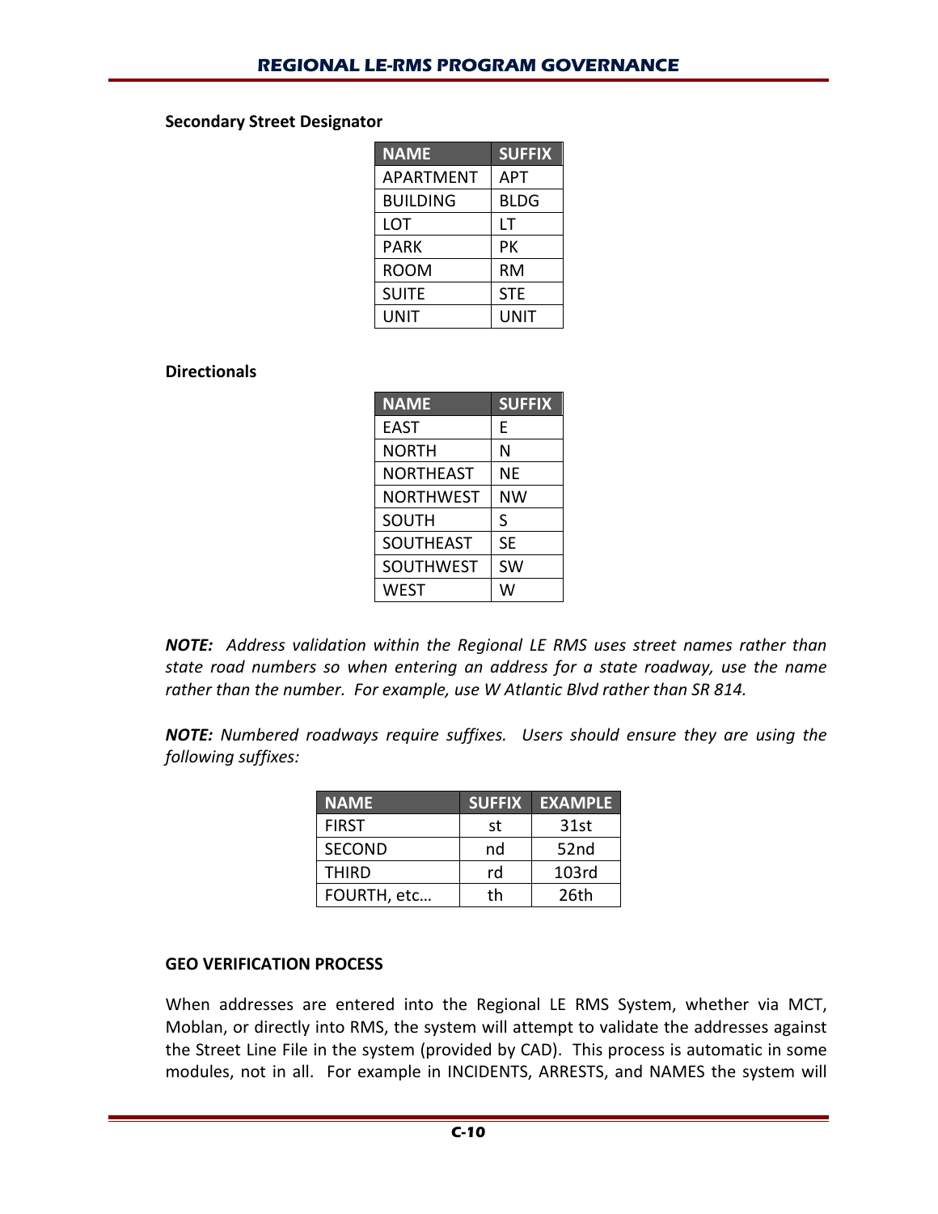**Secondary Street Designator**

| NAME | SUFFIX |
|---|---|
| APARTMENT | APT |
| BUILDING | BLDG |
| LOT | LT |
| PARK | PK |
| ROOM | RM |
| SUITE | STE |
| UNIT | UNIT |

**Directionals**

| NAME | SUFFIX |
|---|---|
| EAST | E |
| NORTH | N |
| NORTHEAST | NE |
| NORTHWEST | NW |
| SOUTH | S |
| SOUTHEAST | SE |
| SOUTHWEST | SW |
| WEST | W |

***NOTE:*** *Address validation within the Regional LE RMS uses street names rather than state road numbers so when entering an address for a state roadway, use the name rather than the number. For example, use W Atlantic Blvd rather than SR 814.*

***NOTE:*** *Numbered roadways require suffixes. Users should ensure they are using the following suffixes:*

| NAME | SUFFIX | EXAMPLE |
|---|---|---|
| FIRST | st | 31st |
| SECOND | nd | 52nd |
| THIRD | rd | 103rd |
| FOURTH, etc… | th | 26th |

**GEO VERIFICATION PROCESS**

When addresses are entered into the Regional LE RMS System, whether via MCT, Moblan, or directly into RMS, the system will attempt to validate the addresses against the Street Line File in the system (provided by CAD). This process is automatic in some modules, not in all. For example in INCIDENTS, ARRESTS, and NAMES the system will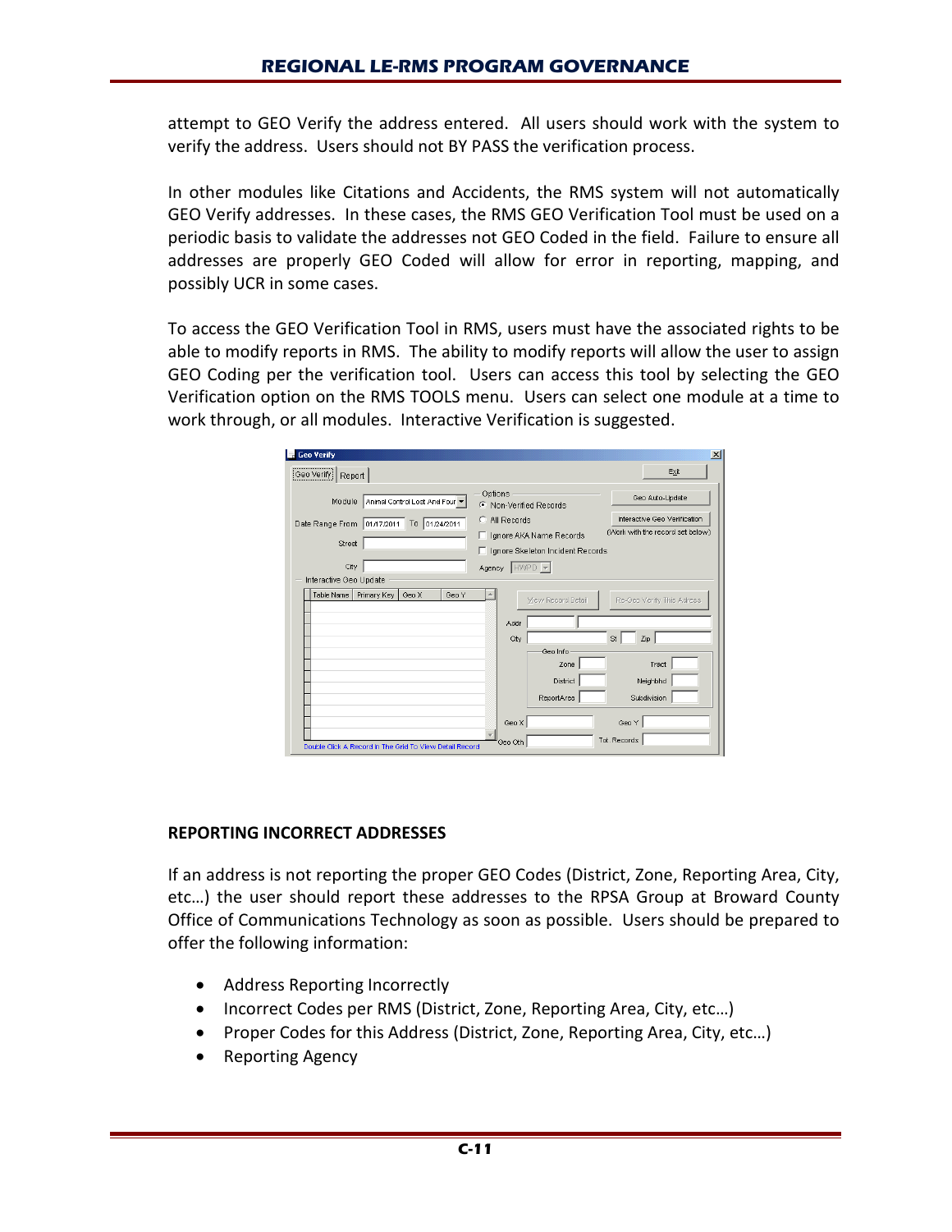attempt to GEO Verify the address entered. All users should work with the system to verify the address. Users should not BY PASS the verification process.

In other modules like Citations and Accidents, the RMS system will not automatically GEO Verify addresses. In these cases, the RMS GEO Verification Tool must be used on a periodic basis to validate the addresses not GEO Coded in the field. Failure to ensure all addresses are properly GEO Coded will allow for error in reporting, mapping, and possibly UCR in some cases.

To access the GEO Verification Tool in RMS, users must have the associated rights to be able to modify reports in RMS. The ability to modify reports will allow the user to assign GEO Coding per the verification tool. Users can access this tool by selecting the GEO Verification option on the RMS TOOLS menu. Users can select one module at a time to work through, or all modules. Interactive Verification is suggested.

**REPORTING INCORRECT ADDRESSES**

If an address is not reporting the proper GEO Codes (District, Zone, Reporting Area, City, etc…) the user should report these addresses to the RPSA Group at Broward County Office of Communications Technology as soon as possible. Users should be prepared to offer the following information:

- Address Reporting Incorrectly
- Incorrect Codes per RMS (District, Zone, Reporting Area, City, etc…)
- Proper Codes for this Address (District, Zone, Reporting Area, City, etc…)
- Reporting Agency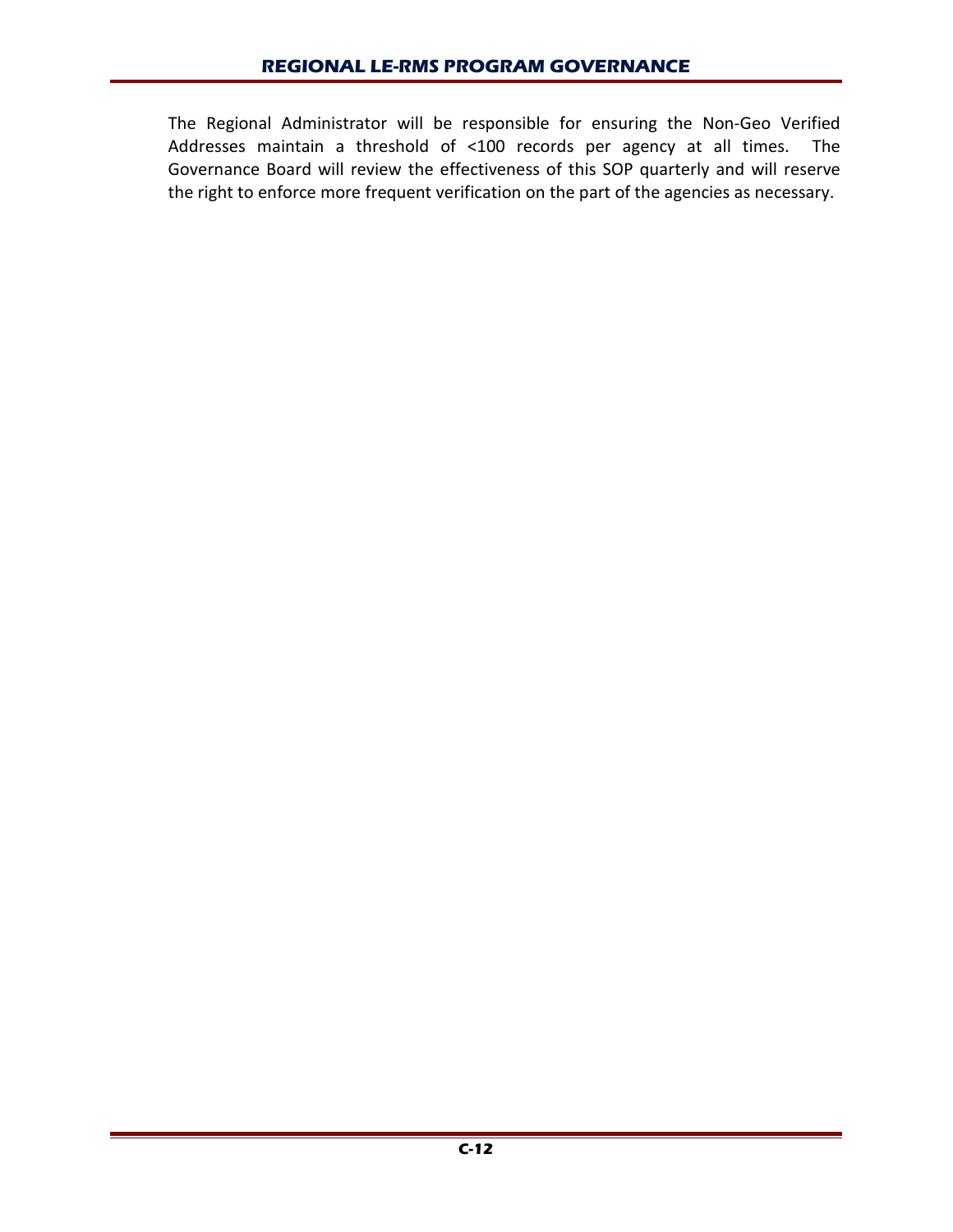The Regional Administrator will be responsible for ensuring the Non-Geo Verified Addresses maintain a threshold of <100 records per agency at all times. The Governance Board will review the effectiveness of this SOP quarterly and will reserve the right to enforce more frequent verification on the part of the agencies as necessary.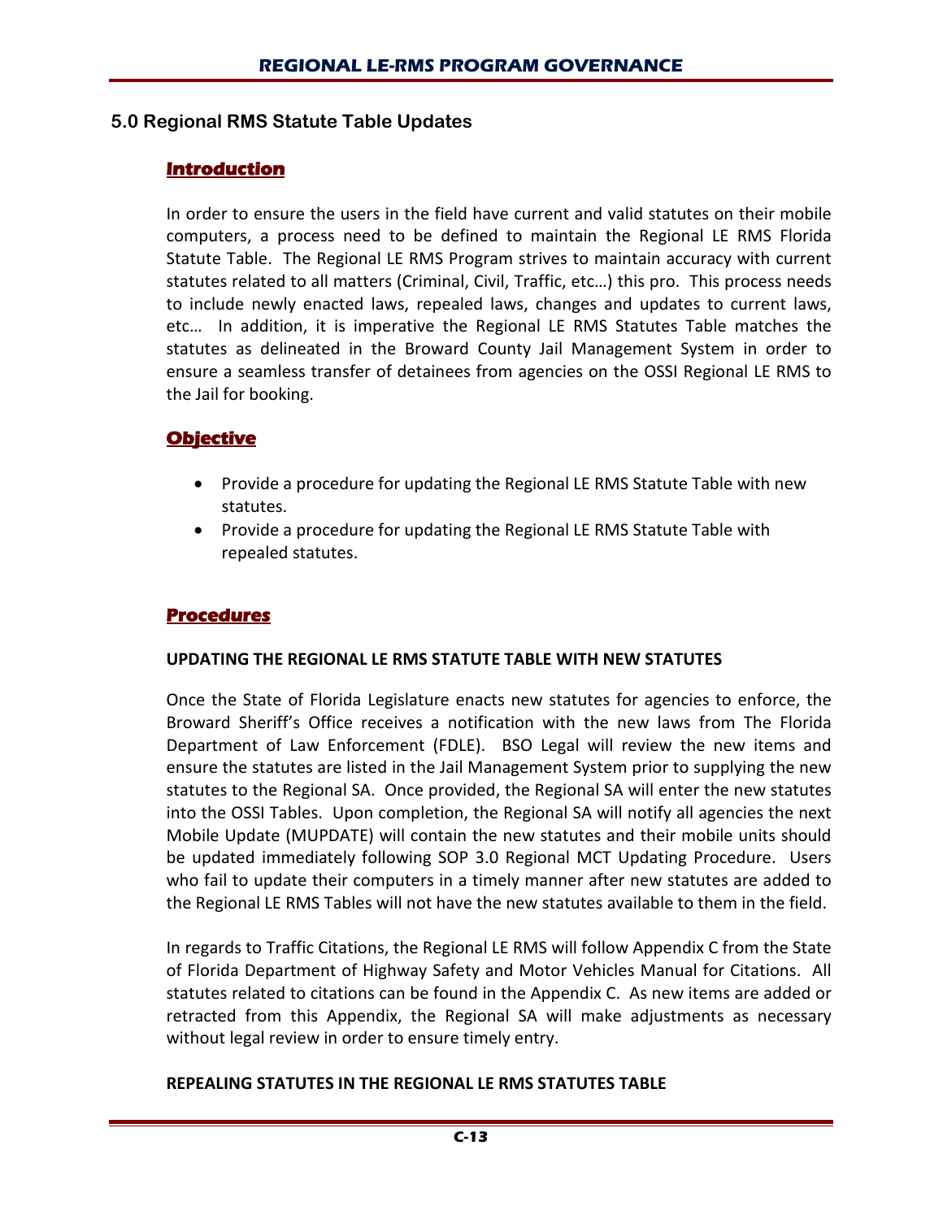## 5.0 Regional RMS Statute Table Updates

### Introduction

In order to ensure the users in the field have current and valid statutes on their mobile computers, a process need to be defined to maintain the Regional LE RMS Florida Statute Table. The Regional LE RMS Program strives to maintain accuracy with current statutes related to all matters (Criminal, Civil, Traffic, etc…) this pro. This process needs to include newly enacted laws, repealed laws, changes and updates to current laws, etc… In addition, it is imperative the Regional LE RMS Statutes Table matches the statutes as delineated in the Broward County Jail Management System in order to ensure a seamless transfer of detainees from agencies on the OSSI Regional LE RMS to the Jail for booking.

### Objective

- Provide a procedure for updating the Regional LE RMS Statute Table with new statutes.
- Provide a procedure for updating the Regional LE RMS Statute Table with repealed statutes.

### Procedures

**UPDATING THE REGIONAL LE RMS STATUTE TABLE WITH NEW STATUTES**

Once the State of Florida Legislature enacts new statutes for agencies to enforce, the Broward Sheriff's Office receives a notification with the new laws from The Florida Department of Law Enforcement (FDLE). BSO Legal will review the new items and ensure the statutes are listed in the Jail Management System prior to supplying the new statutes to the Regional SA. Once provided, the Regional SA will enter the new statutes into the OSSI Tables. Upon completion, the Regional SA will notify all agencies the next Mobile Update (MUPDATE) will contain the new statutes and their mobile units should be updated immediately following SOP 3.0 Regional MCT Updating Procedure. Users who fail to update their computers in a timely manner after new statutes are added to the Regional LE RMS Tables will not have the new statutes available to them in the field.

In regards to Traffic Citations, the Regional LE RMS will follow Appendix C from the State of Florida Department of Highway Safety and Motor Vehicles Manual for Citations. All statutes related to citations can be found in the Appendix C. As new items are added or retracted from this Appendix, the Regional SA will make adjustments as necessary without legal review in order to ensure timely entry.

**REPEALING STATUTES IN THE REGIONAL LE RMS STATUTES TABLE**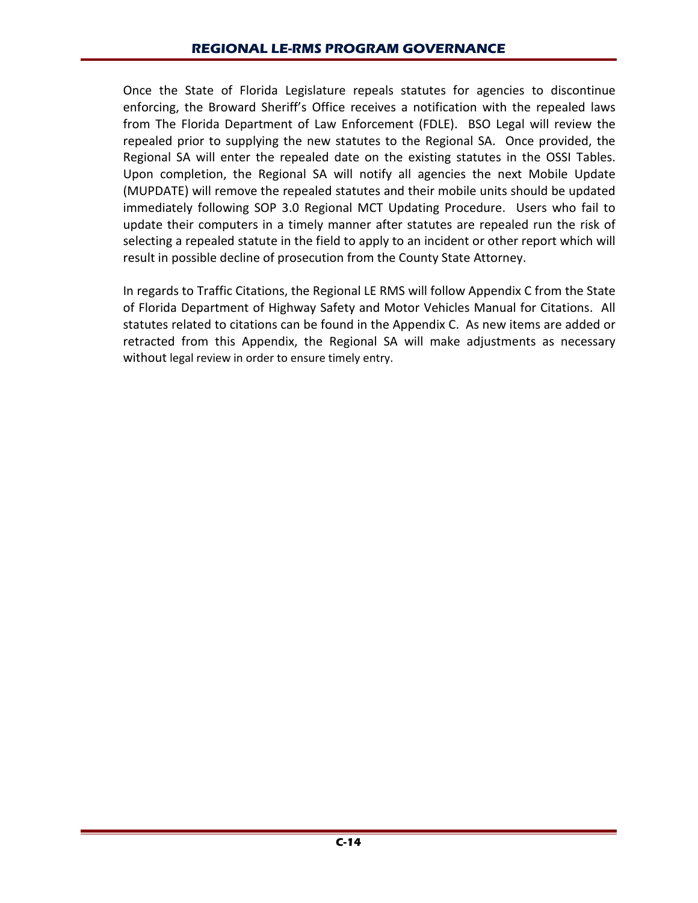Once the State of Florida Legislature repeals statutes for agencies to discontinue enforcing, the Broward Sheriff's Office receives a notification with the repealed laws from The Florida Department of Law Enforcement (FDLE). BSO Legal will review the repealed prior to supplying the new statutes to the Regional SA. Once provided, the Regional SA will enter the repealed date on the existing statutes in the OSSI Tables. Upon completion, the Regional SA will notify all agencies the next Mobile Update (MUPDATE) will remove the repealed statutes and their mobile units should be updated immediately following SOP 3.0 Regional MCT Updating Procedure. Users who fail to update their computers in a timely manner after statutes are repealed run the risk of selecting a repealed statute in the field to apply to an incident or other report which will result in possible decline of prosecution from the County State Attorney.

In regards to Traffic Citations, the Regional LE RMS will follow Appendix C from the State of Florida Department of Highway Safety and Motor Vehicles Manual for Citations. All statutes related to citations can be found in the Appendix C. As new items are added or retracted from this Appendix, the Regional SA will make adjustments as necessary without legal review in order to ensure timely entry.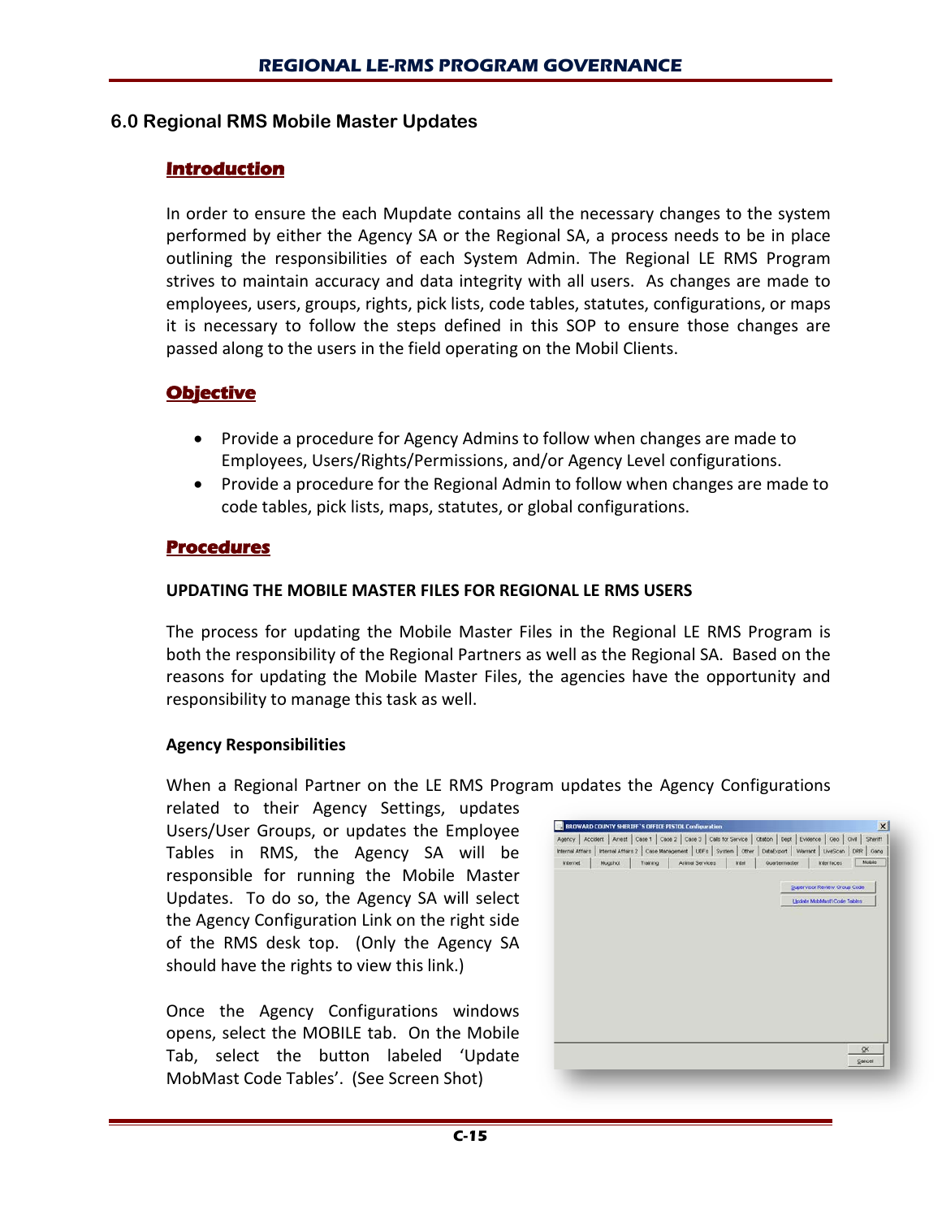## 6.0 Regional RMS Mobile Master Updates

### Introduction

In order to ensure the each Mupdate contains all the necessary changes to the system performed by either the Agency SA or the Regional SA, a process needs to be in place outlining the responsibilities of each System Admin. The Regional LE RMS Program strives to maintain accuracy and data integrity with all users. As changes are made to employees, users, groups, rights, pick lists, code tables, statutes, configurations, or maps it is necessary to follow the steps defined in this SOP to ensure those changes are passed along to the users in the field operating on the Mobil Clients.

### Objective

- Provide a procedure for Agency Admins to follow when changes are made to Employees, Users/Rights/Permissions, and/or Agency Level configurations.
- Provide a procedure for the Regional Admin to follow when changes are made to code tables, pick lists, maps, statutes, or global configurations.

### Procedures

**UPDATING THE MOBILE MASTER FILES FOR REGIONAL LE RMS USERS**

The process for updating the Mobile Master Files in the Regional LE RMS Program is both the responsibility of the Regional Partners as well as the Regional SA. Based on the reasons for updating the Mobile Master Files, the agencies have the opportunity and responsibility to manage this task as well.

**Agency Responsibilities**

When a Regional Partner on the LE RMS Program updates the Agency Configurations related to their Agency Settings, updates Users/User Groups, or updates the Employee Tables in RMS, the Agency SA will be responsible for running the Mobile Master Updates. To do so, the Agency SA will select the Agency Configuration Link on the right side of the RMS desk top. (Only the Agency SA should have the rights to view this link.)

Once the Agency Configurations windows opens, select the MOBILE tab. On the Mobile Tab, select the button labeled 'Update MobMast Code Tables'. (See Screen Shot)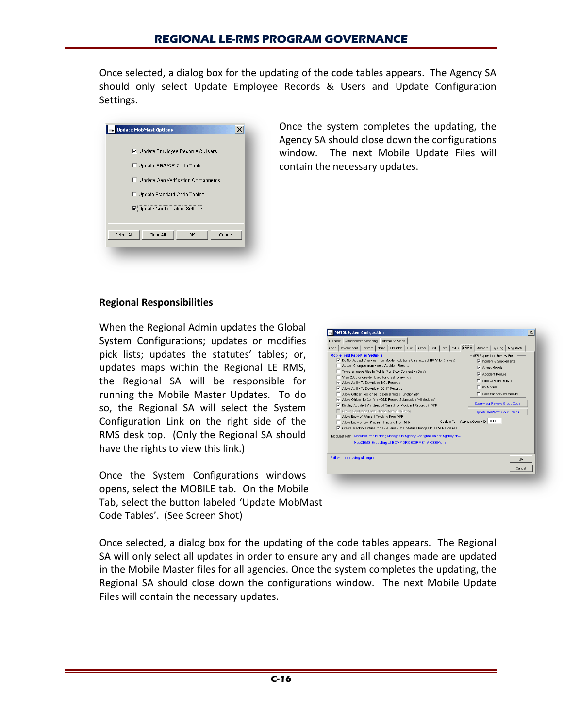Once selected, a dialog box for the updating of the code tables appears. The Agency SA should only select Update Employee Records & Users and Update Configuration Settings.

Once the system completes the updating, the Agency SA should close down the configurations window. The next Mobile Update Files will contain the necessary updates.

**Regional Responsibilities**

When the Regional Admin updates the Global System Configurations; updates or modifies pick lists; updates the statutes' tables; or, updates maps within the Regional LE RMS, the Regional SA will be responsible for running the Mobile Master Updates. To do so, the Regional SA will select the System Configuration Link on the right side of the RMS desk top. (Only the Regional SA should have the rights to view this link.)

Once the System Configurations windows opens, select the MOBILE tab. On the Mobile Tab, select the button labeled 'Update MobMast Code Tables'. (See Screen Shot)

Once selected, a dialog box for the updating of the code tables appears. The Regional SA will only select all updates in order to ensure any and all changes made are updated in the Mobile Master files for all agencies. Once the system completes the updating, the Regional SA should close down the configurations window. The next Mobile Update Files will contain the necessary updates.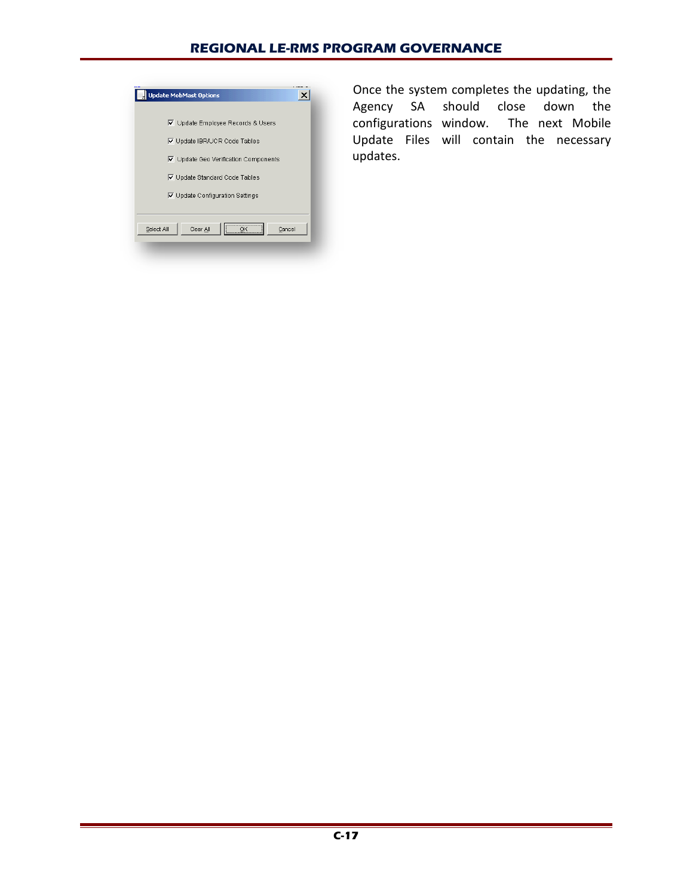Once the system completes the updating, the Agency SA should close down the configurations window. The next Mobile Update Files will contain the necessary updates.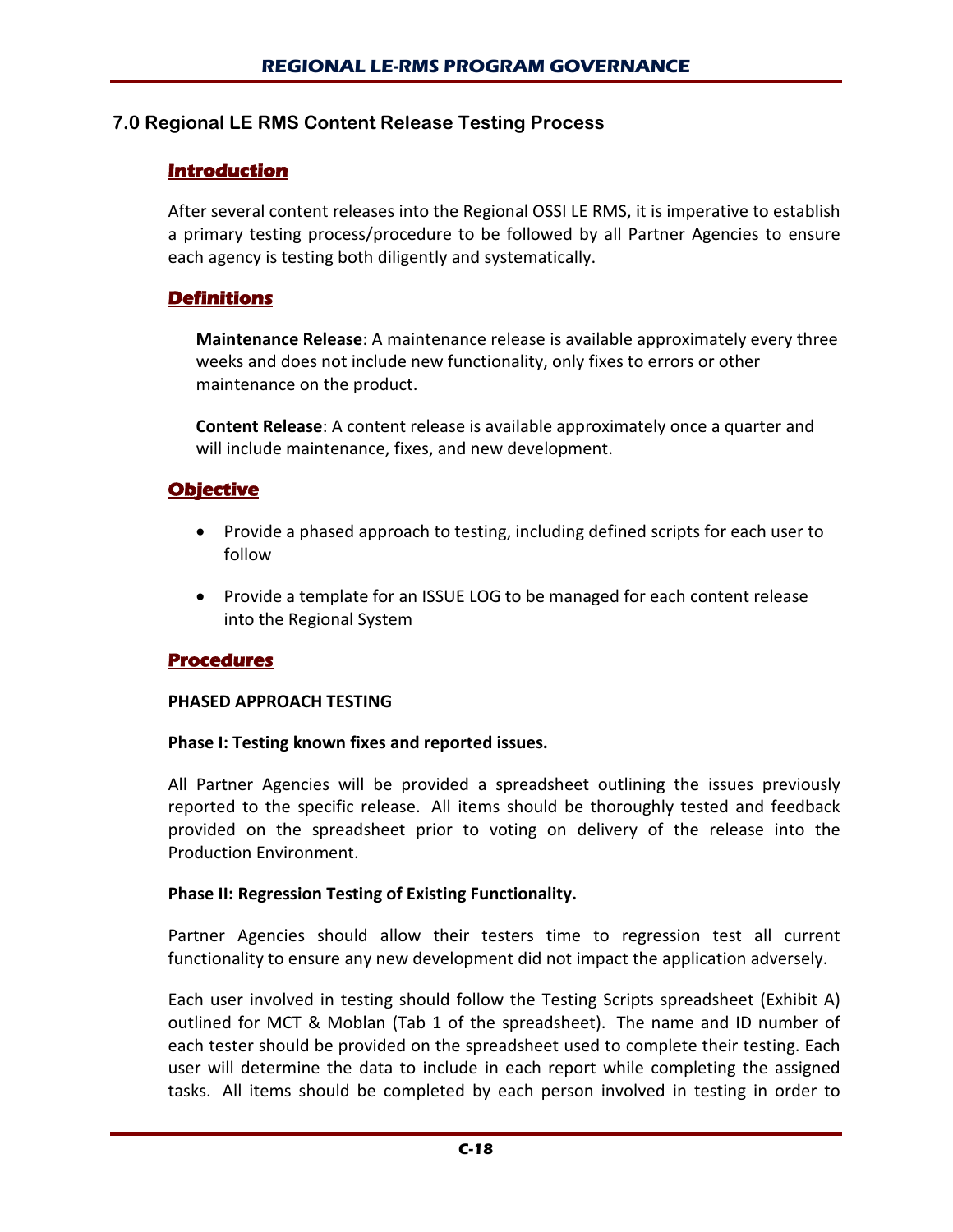## 7.0 Regional LE RMS Content Release Testing Process

### Introduction

After several content releases into the Regional OSSI LE RMS, it is imperative to establish a primary testing process/procedure to be followed by all Partner Agencies to ensure each agency is testing both diligently and systematically.

### Definitions

**Maintenance Release**: A maintenance release is available approximately every three weeks and does not include new functionality, only fixes to errors or other maintenance on the product.

**Content Release**: A content release is available approximately once a quarter and will include maintenance, fixes, and new development.

### Objective

- Provide a phased approach to testing, including defined scripts for each user to follow
- Provide a template for an ISSUE LOG to be managed for each content release into the Regional System

### Procedures

**PHASED APPROACH TESTING**

**Phase I: Testing known fixes and reported issues.**

All Partner Agencies will be provided a spreadsheet outlining the issues previously reported to the specific release. All items should be thoroughly tested and feedback provided on the spreadsheet prior to voting on delivery of the release into the Production Environment.

**Phase II: Regression Testing of Existing Functionality.**

Partner Agencies should allow their testers time to regression test all current functionality to ensure any new development did not impact the application adversely.

Each user involved in testing should follow the Testing Scripts spreadsheet (Exhibit A) outlined for MCT & Moblan (Tab 1 of the spreadsheet). The name and ID number of each tester should be provided on the spreadsheet used to complete their testing. Each user will determine the data to include in each report while completing the assigned tasks. All items should be completed by each person involved in testing in order to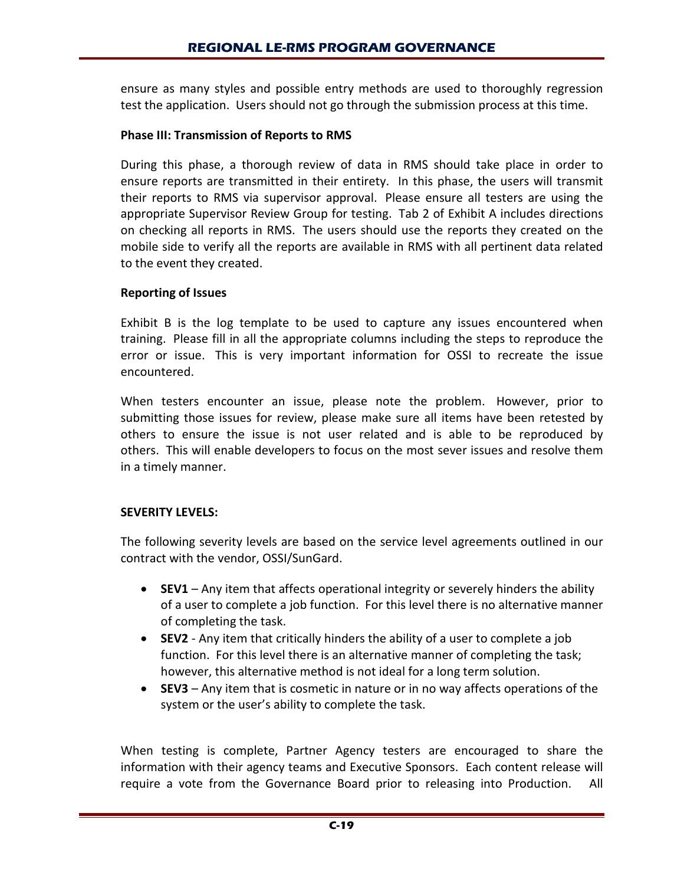ensure as many styles and possible entry methods are used to thoroughly regression test the application. Users should not go through the submission process at this time.

**Phase III: Transmission of Reports to RMS**

During this phase, a thorough review of data in RMS should take place in order to ensure reports are transmitted in their entirety. In this phase, the users will transmit their reports to RMS via supervisor approval. Please ensure all testers are using the appropriate Supervisor Review Group for testing. Tab 2 of Exhibit A includes directions on checking all reports in RMS. The users should use the reports they created on the mobile side to verify all the reports are available in RMS with all pertinent data related to the event they created.

**Reporting of Issues**

Exhibit B is the log template to be used to capture any issues encountered when training. Please fill in all the appropriate columns including the steps to reproduce the error or issue. This is very important information for OSSI to recreate the issue encountered.

When testers encounter an issue, please note the problem. However, prior to submitting those issues for review, please make sure all items have been retested by others to ensure the issue is not user related and is able to be reproduced by others. This will enable developers to focus on the most sever issues and resolve them in a timely manner.

**SEVERITY LEVELS:**

The following severity levels are based on the service level agreements outlined in our contract with the vendor, OSSI/SunGard.

- **SEV1** – Any item that affects operational integrity or severely hinders the ability of a user to complete a job function. For this level there is no alternative manner of completing the task.
- **SEV2** - Any item that critically hinders the ability of a user to complete a job function. For this level there is an alternative manner of completing the task; however, this alternative method is not ideal for a long term solution.
- **SEV3** – Any item that is cosmetic in nature or in no way affects operations of the system or the user's ability to complete the task.

When testing is complete, Partner Agency testers are encouraged to share the information with their agency teams and Executive Sponsors. Each content release will require a vote from the Governance Board prior to releasing into Production. All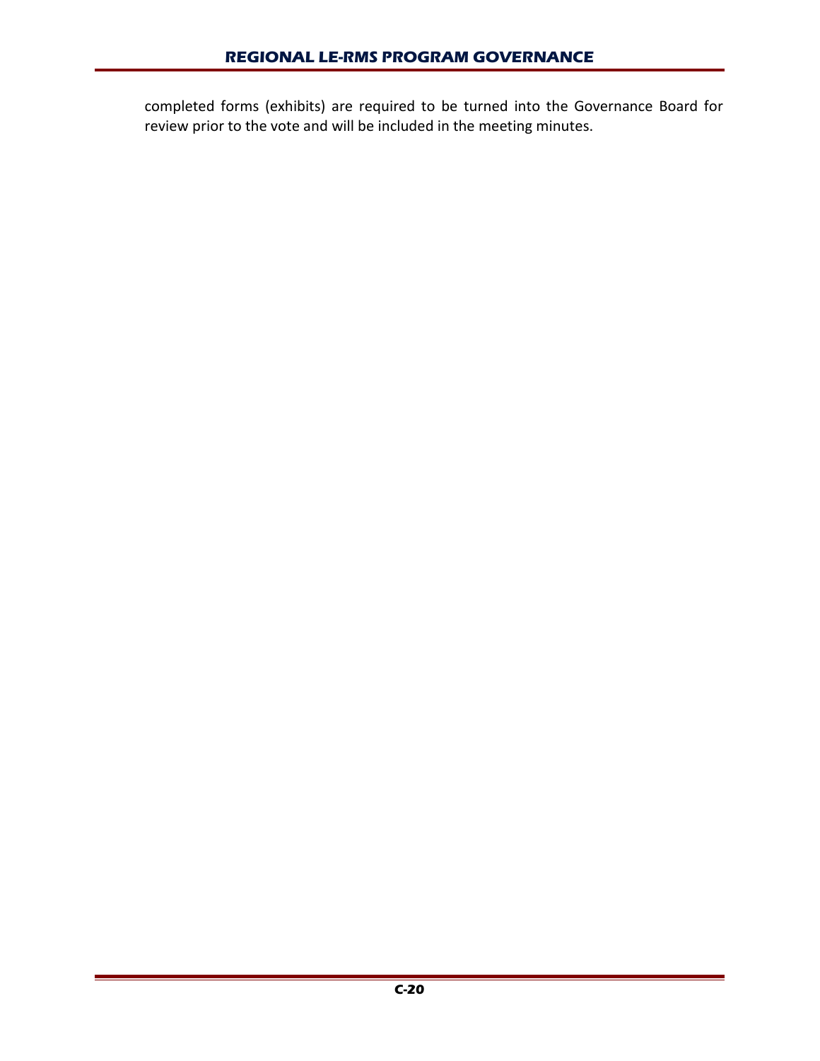completed forms (exhibits) are required to be turned into the Governance Board for review prior to the vote and will be included in the meeting minutes.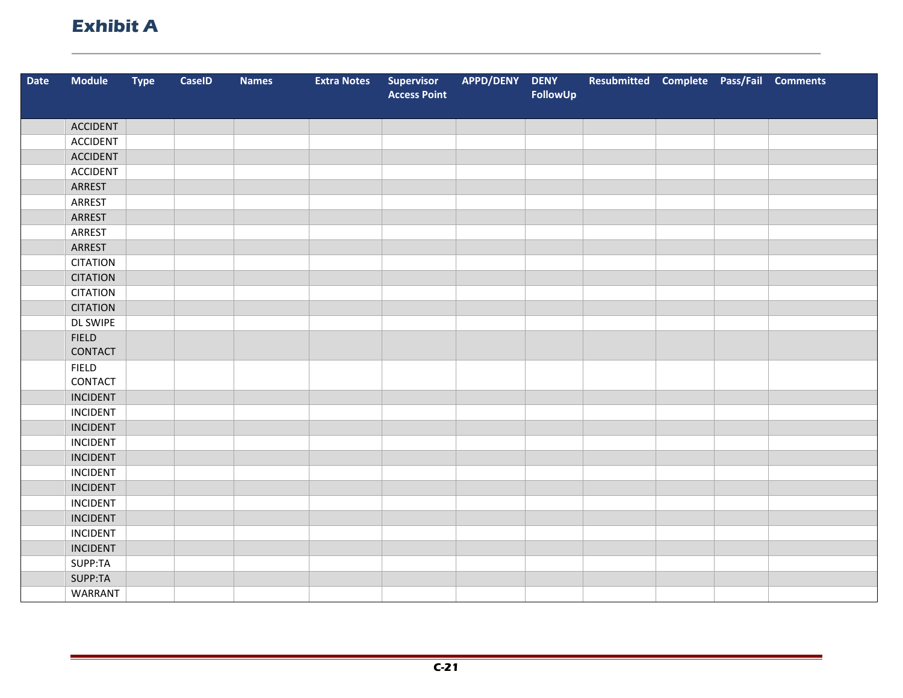# Exhibit A

| Date | Module | Type | CaseID | Names | Extra Notes | Supervisor Access Point | APPD/DENY | DENY FollowUp | Resubmitted | Complete | Pass/Fail | Comments |
|---|---|---|---|---|---|---|---|---|---|---|---|---|
| | ACCIDENT | | | | | | | | | | | |
| | ACCIDENT | | | | | | | | | | | |
| | ACCIDENT | | | | | | | | | | | |
| | ACCIDENT | | | | | | | | | | | |
| | ARREST | | | | | | | | | | | |
| | ARREST | | | | | | | | | | | |
| | ARREST | | | | | | | | | | | |
| | ARREST | | | | | | | | | | | |
| | ARREST | | | | | | | | | | | |
| | CITATION | | | | | | | | | | | |
| | CITATION | | | | | | | | | | | |
| | CITATION | | | | | | | | | | | |
| | CITATION | | | | | | | | | | | |
| | DL SWIPE | | | | | | | | | | | |
| | FIELD CONTACT | | | | | | | | | | | |
| | FIELD CONTACT | | | | | | | | | | | |
| | INCIDENT | | | | | | | | | | | |
| | INCIDENT | | | | | | | | | | | |
| | INCIDENT | | | | | | | | | | | |
| | INCIDENT | | | | | | | | | | | |
| | INCIDENT | | | | | | | | | | | |
| | INCIDENT | | | | | | | | | | | |
| | INCIDENT | | | | | | | | | | | |
| | INCIDENT | | | | | | | | | | | |
| | INCIDENT | | | | | | | | | | | |
| | INCIDENT | | | | | | | | | | | |
| | INCIDENT | | | | | | | | | | | |
| | SUPP:TA | | | | | | | | | | | |
| | SUPP:TA | | | | | | | | | | | |
| | WARRANT | | | | | | | | | | | |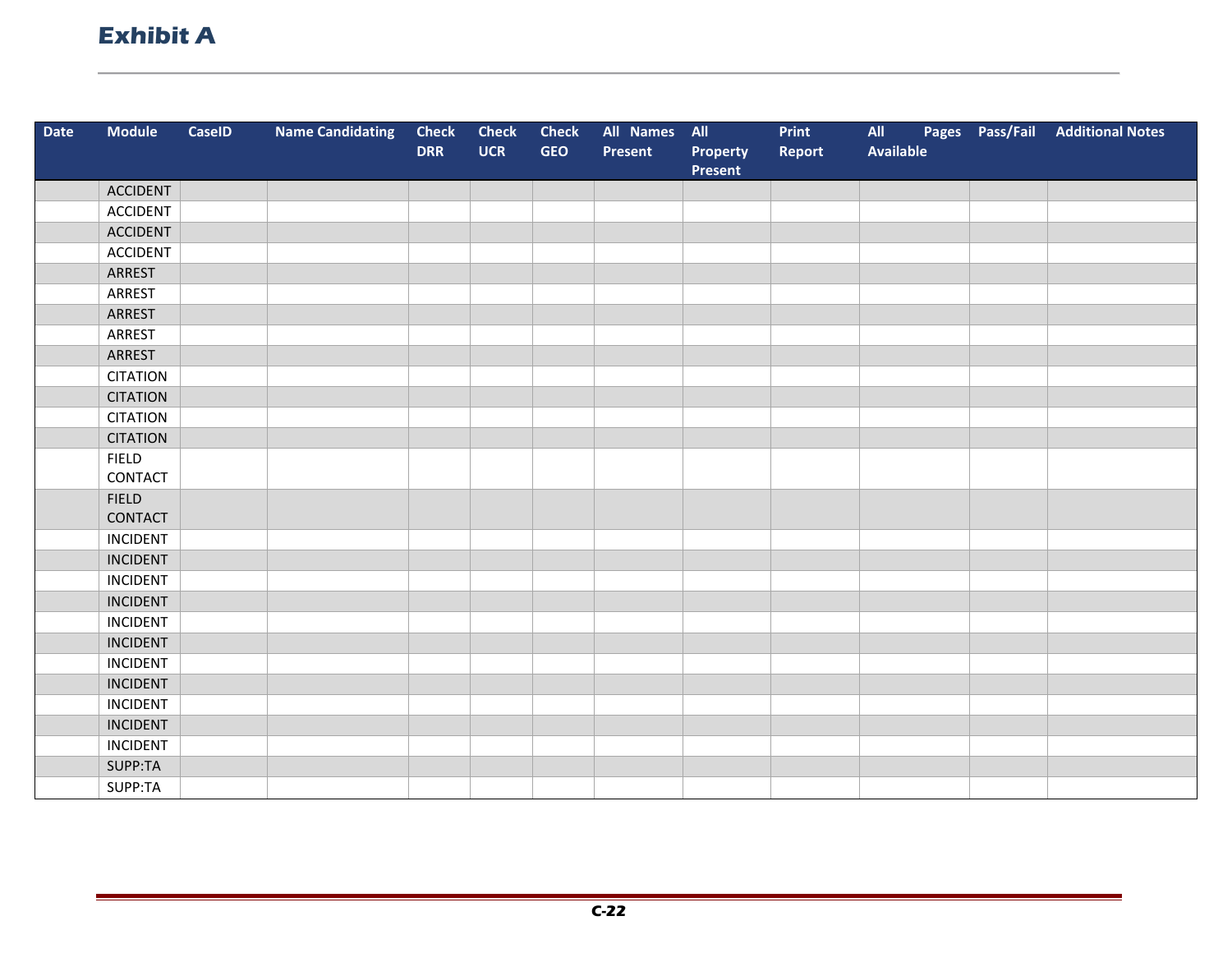# Exhibit A

| Date | Module | CaseID | Name Candidating | Check DRR | Check UCR | Check GEO | All Names Present | All Property Present | Print Report | All Pages Available | Pass/Fail | Additional Notes |
|---|---|---|---|---|---|---|---|---|---|---|---|---|
| | ACCIDENT | | | | | | | | | | | |
| | ACCIDENT | | | | | | | | | | | |
| | ACCIDENT | | | | | | | | | | | |
| | ACCIDENT | | | | | | | | | | | |
| | ARREST | | | | | | | | | | | |
| | ARREST | | | | | | | | | | | |
| | ARREST | | | | | | | | | | | |
| | ARREST | | | | | | | | | | | |
| | ARREST | | | | | | | | | | | |
| | CITATION | | | | | | | | | | | |
| | CITATION | | | | | | | | | | | |
| | CITATION | | | | | | | | | | | |
| | CITATION | | | | | | | | | | | |
| | FIELD CONTACT | | | | | | | | | | | |
| | FIELD CONTACT | | | | | | | | | | | |
| | INCIDENT | | | | | | | | | | | |
| | INCIDENT | | | | | | | | | | | |
| | INCIDENT | | | | | | | | | | | |
| | INCIDENT | | | | | | | | | | | |
| | INCIDENT | | | | | | | | | | | |
| | INCIDENT | | | | | | | | | | | |
| | INCIDENT | | | | | | | | | | | |
| | INCIDENT | | | | | | | | | | | |
| | INCIDENT | | | | | | | | | | | |
| | INCIDENT | | | | | | | | | | | |
| | INCIDENT | | | | | | | | | | | |
| | SUPP:TA | | | | | | | | | | | |
| | SUPP:TA | | | | | | | | | | | |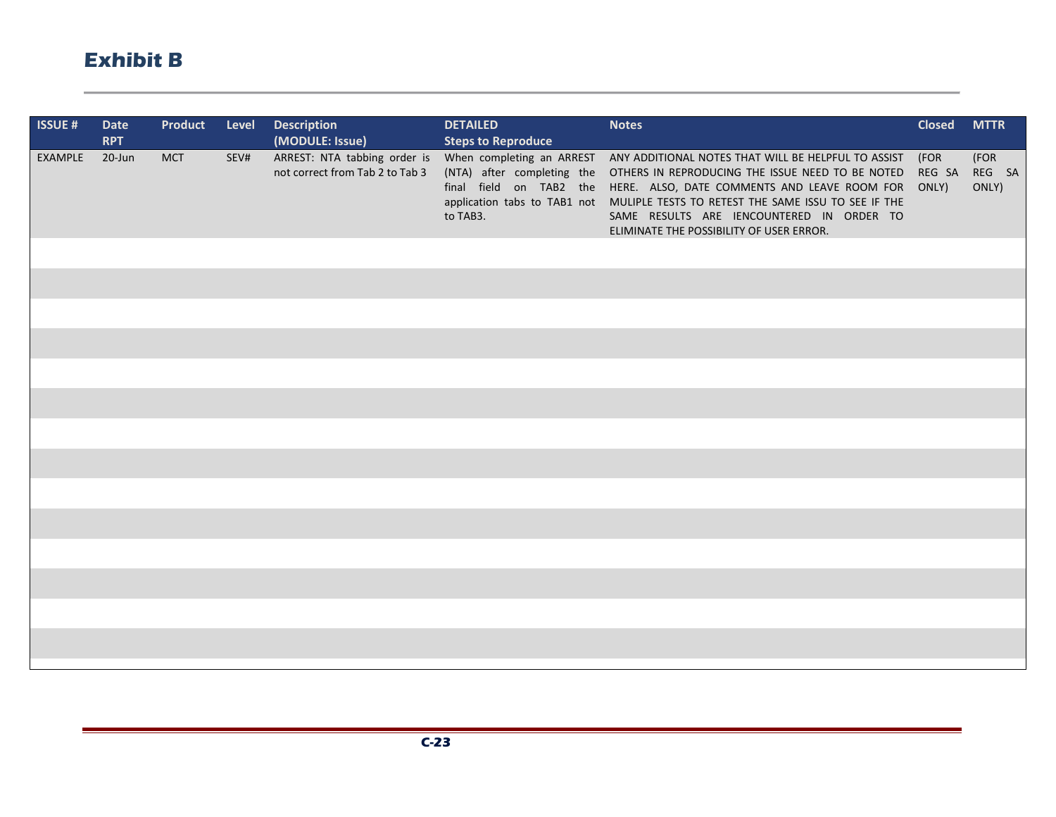# Exhibit B

| ISSUE # | Date RPT | Product | Level | Description (MODULE: Issue) | DETAILED Steps to Reproduce | Notes | Closed | MTTR |
|---|---|---|---|---|---|---|---|---|
| EXAMPLE | 20-Jun | MCT | SEV# | ARREST: NTA tabbing order is not correct from Tab 2 to Tab 3 | When completing an ARREST (NTA) after completing the final field on TAB2 the application tabs to TAB1 not to TAB3. | ANY ADDITIONAL NOTES THAT WILL BE HELPFUL TO ASSIST OTHERS IN REPRODUCING THE ISSUE NEED TO BE NOTED HERE. ALSO, DATE COMMENTS AND LEAVE ROOM FOR MULIPLE TESTS TO RETEST THE SAME ISSU TO SEE IF THE SAME RESULTS ARE IENCOUNTERED IN ORDER TO ELIMINATE THE POSSIBILITY OF USER ERROR. | (FOR REG SA ONLY) | (FOR REG SA ONLY) |
| | | | | | | | | |
| | | | | | | | | |
| | | | | | | | | |
| | | | | | | | | |
| | | | | | | | | |
| | | | | | | | | |
| | | | | | | | | |
| | | | | | | | | |
| | | | | | | | | |
| | | | | | | | | |
| | | | | | | | | |
| | | | | | | | | |
| | | | | | | | | |
| | | | | | | | | |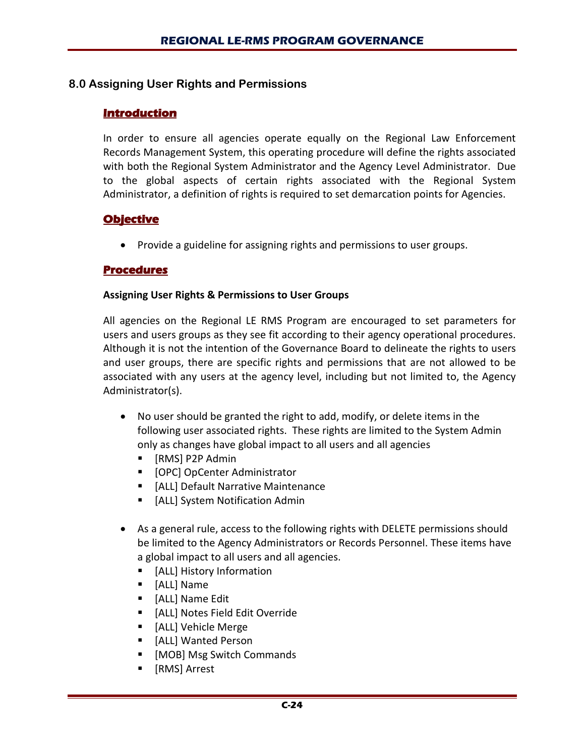## 8.0 Assigning User Rights and Permissions

### Introduction

In order to ensure all agencies operate equally on the Regional Law Enforcement Records Management System, this operating procedure will define the rights associated with both the Regional System Administrator and the Agency Level Administrator. Due to the global aspects of certain rights associated with the Regional System Administrator, a definition of rights is required to set demarcation points for Agencies.

### Objective

- Provide a guideline for assigning rights and permissions to user groups.

### Procedures

**Assigning User Rights & Permissions to User Groups**

All agencies on the Regional LE RMS Program are encouraged to set parameters for users and users groups as they see fit according to their agency operational procedures. Although it is not the intention of the Governance Board to delineate the rights to users and user groups, there are specific rights and permissions that are not allowed to be associated with any users at the agency level, including but not limited to, the Agency Administrator(s).

- No user should be granted the right to add, modify, or delete items in the following user associated rights. These rights are limited to the System Admin only as changes have global impact to all users and all agencies
  - [RMS] P2P Admin
  - [OPC] OpCenter Administrator
  - [ALL] Default Narrative Maintenance
  - [ALL] System Notification Admin

- As a general rule, access to the following rights with DELETE permissions should be limited to the Agency Administrators or Records Personnel. These items have a global impact to all users and all agencies.
  - [ALL] History Information
  - [ALL] Name
  - [ALL] Name Edit
  - [ALL] Notes Field Edit Override
  - [ALL] Vehicle Merge
  - [ALL] Wanted Person
  - [MOB] Msg Switch Commands
  - [RMS] Arrest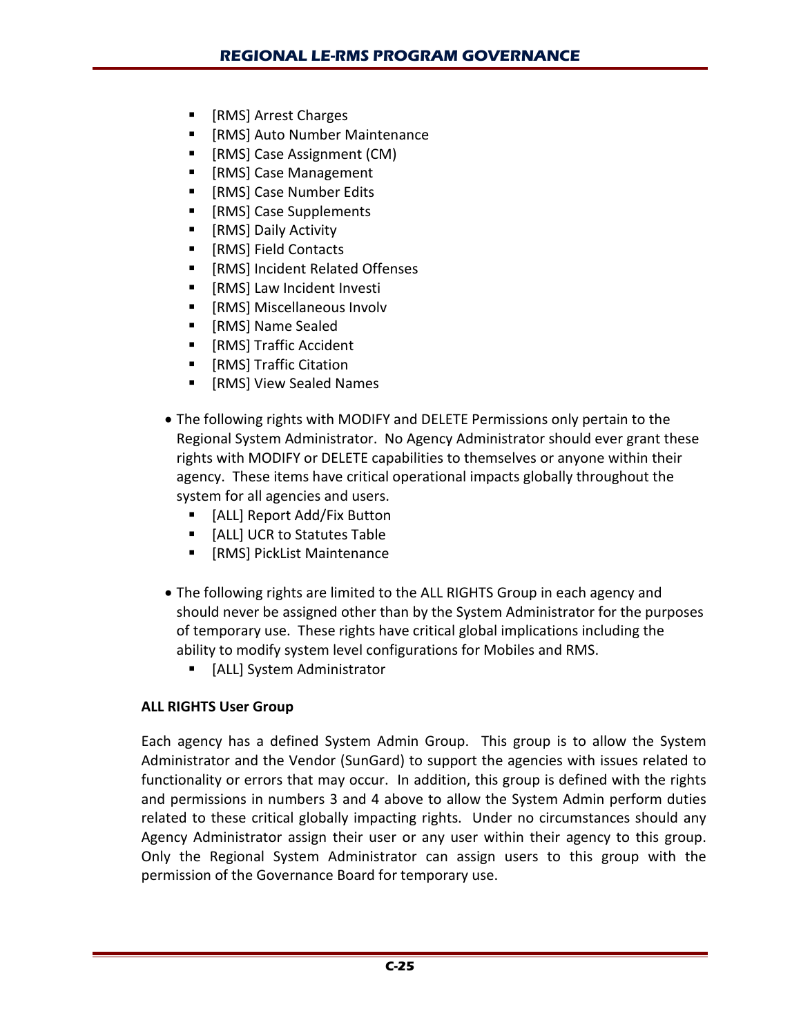- [RMS] Arrest Charges
  - [RMS] Auto Number Maintenance
  - [RMS] Case Assignment (CM)
  - [RMS] Case Management
  - [RMS] Case Number Edits
  - [RMS] Case Supplements
  - [RMS] Daily Activity
  - [RMS] Field Contacts
  - [RMS] Incident Related Offenses
  - [RMS] Law Incident Investi
  - [RMS] Miscellaneous Involv
  - [RMS] Name Sealed
  - [RMS] Traffic Accident
  - [RMS] Traffic Citation
  - [RMS] View Sealed Names

- The following rights with MODIFY and DELETE Permissions only pertain to the Regional System Administrator. No Agency Administrator should ever grant these rights with MODIFY or DELETE capabilities to themselves or anyone within their agency. These items have critical operational impacts globally throughout the system for all agencies and users.
  - [ALL] Report Add/Fix Button
  - [ALL] UCR to Statutes Table
  - [RMS] PickList Maintenance

- The following rights are limited to the ALL RIGHTS Group in each agency and should never be assigned other than by the System Administrator for the purposes of temporary use. These rights have critical global implications including the ability to modify system level configurations for Mobiles and RMS.
  - [ALL] System Administrator

**ALL RIGHTS User Group**

Each agency has a defined System Admin Group. This group is to allow the System Administrator and the Vendor (SunGard) to support the agencies with issues related to functionality or errors that may occur. In addition, this group is defined with the rights and permissions in numbers 3 and 4 above to allow the System Admin perform duties related to these critical globally impacting rights. Under no circumstances should any Agency Administrator assign their user or any user within their agency to this group. Only the Regional System Administrator can assign users to this group with the permission of the Governance Board for temporary use.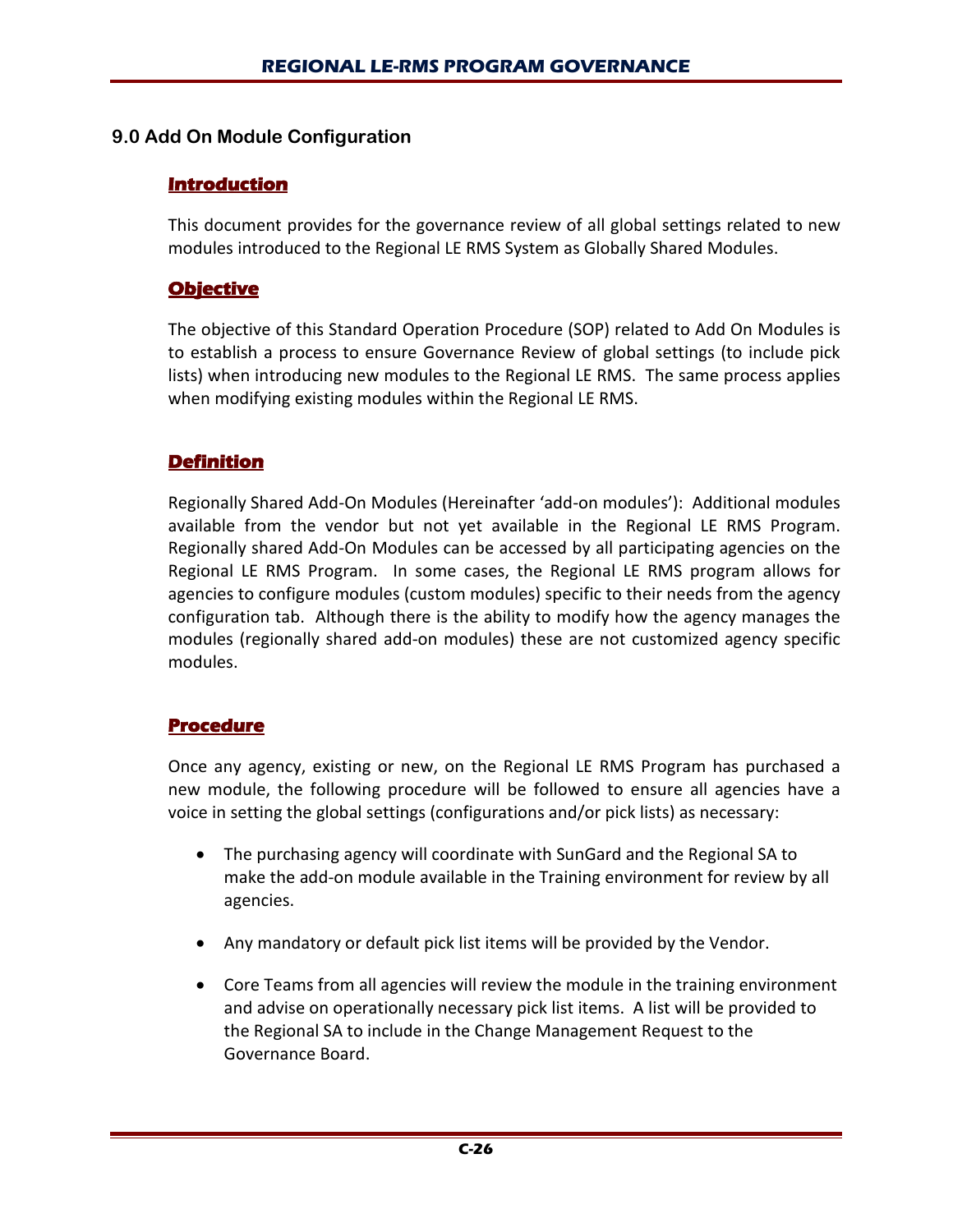## 9.0 Add On Module Configuration

### Introduction

This document provides for the governance review of all global settings related to new modules introduced to the Regional LE RMS System as Globally Shared Modules.

### Objective

The objective of this Standard Operation Procedure (SOP) related to Add On Modules is to establish a process to ensure Governance Review of global settings (to include pick lists) when introducing new modules to the Regional LE RMS. The same process applies when modifying existing modules within the Regional LE RMS.

### Definition

Regionally Shared Add-On Modules (Hereinafter 'add-on modules'): Additional modules available from the vendor but not yet available in the Regional LE RMS Program. Regionally shared Add-On Modules can be accessed by all participating agencies on the Regional LE RMS Program. In some cases, the Regional LE RMS program allows for agencies to configure modules (custom modules) specific to their needs from the agency configuration tab. Although there is the ability to modify how the agency manages the modules (regionally shared add-on modules) these are not customized agency specific modules.

### Procedure

Once any agency, existing or new, on the Regional LE RMS Program has purchased a new module, the following procedure will be followed to ensure all agencies have a voice in setting the global settings (configurations and/or pick lists) as necessary:

- The purchasing agency will coordinate with SunGard and the Regional SA to make the add-on module available in the Training environment for review by all agencies.
- Any mandatory or default pick list items will be provided by the Vendor.
- Core Teams from all agencies will review the module in the training environment and advise on operationally necessary pick list items. A list will be provided to the Regional SA to include in the Change Management Request to the Governance Board.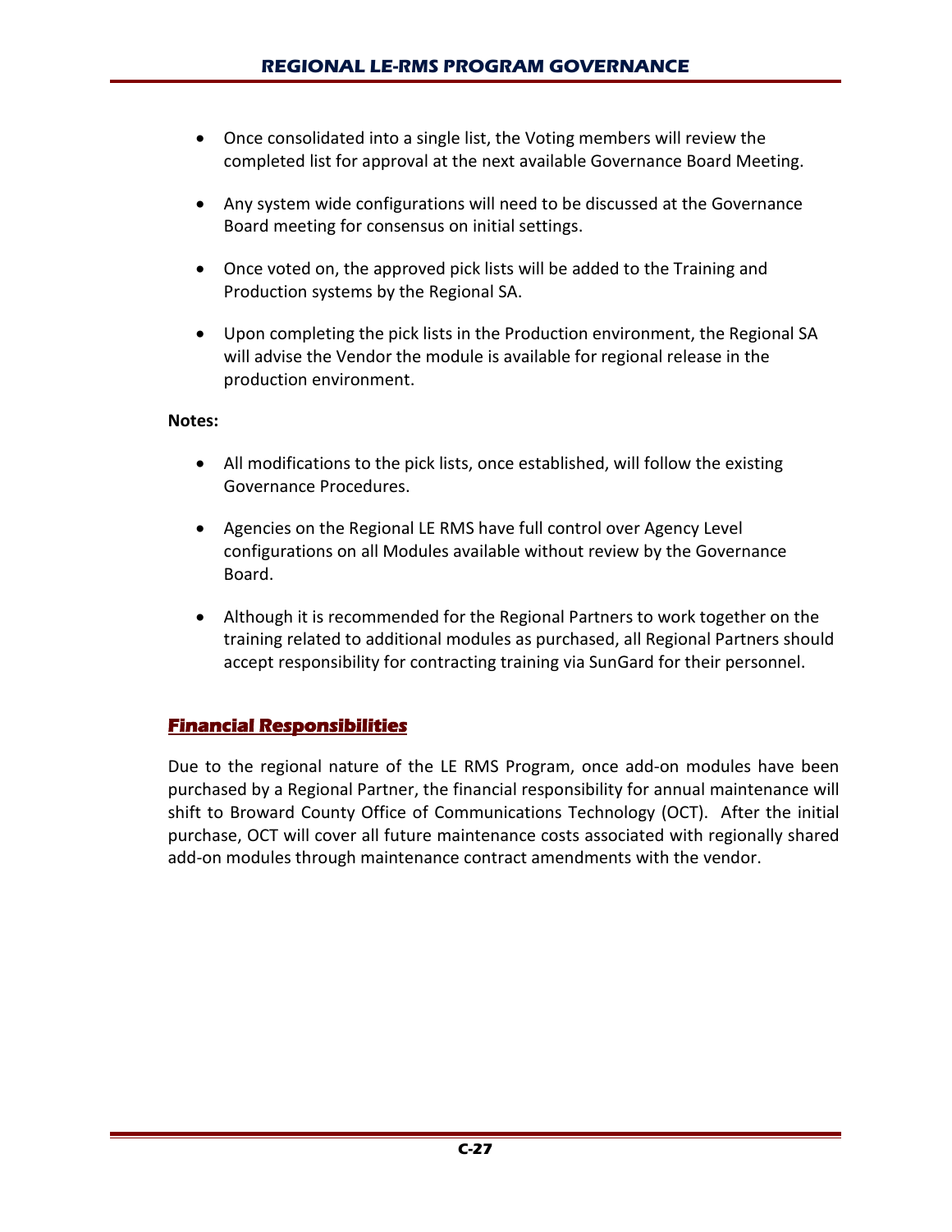- Once consolidated into a single list, the Voting members will review the completed list for approval at the next available Governance Board Meeting.
- Any system wide configurations will need to be discussed at the Governance Board meeting for consensus on initial settings.
- Once voted on, the approved pick lists will be added to the Training and Production systems by the Regional SA.
- Upon completing the pick lists in the Production environment, the Regional SA will advise the Vendor the module is available for regional release in the production environment.

**Notes:**

- All modifications to the pick lists, once established, will follow the existing Governance Procedures.
- Agencies on the Regional LE RMS have full control over Agency Level configurations on all Modules available without review by the Governance Board.
- Although it is recommended for the Regional Partners to work together on the training related to additional modules as purchased, all Regional Partners should accept responsibility for contracting training via SunGard for their personnel.

## Financial Responsibilities

Due to the regional nature of the LE RMS Program, once add-on modules have been purchased by a Regional Partner, the financial responsibility for annual maintenance will shift to Broward County Office of Communications Technology (OCT). After the initial purchase, OCT will cover all future maintenance costs associated with regionally shared add-on modules through maintenance contract amendments with the vendor.